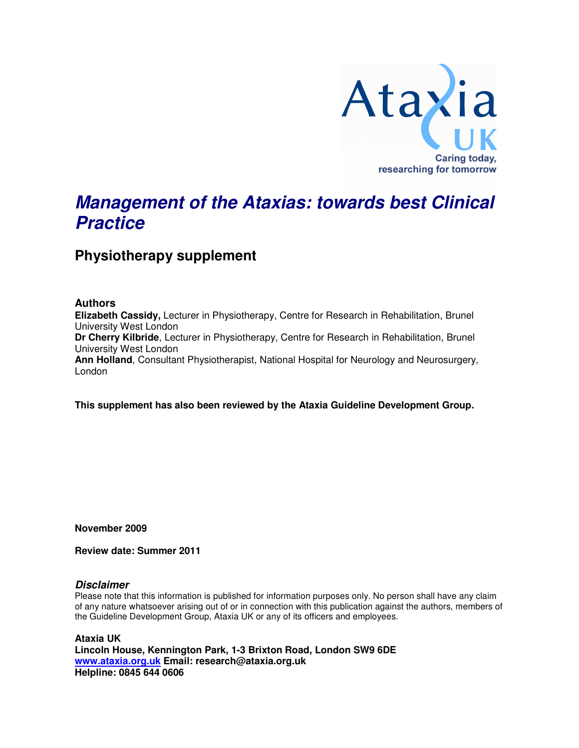Ataxia UK

Caring today, researching for tomorrow

# *Management of the Ataxias: towards best Clinical Practice*

## Physiotherapy supplement

### Authors

**Elizabeth Cassidy,** Lecturer in Physiotherapy, Centre for Research in Rehabilitation, Brunel University West London

**Dr Cherry Kilbride**, Lecturer in Physiotherapy, Centre for Research in Rehabilitation, Brunel University West London

**Ann Holland**, Consultant Physiotherapist, National Hospital for Neurology and Neurosurgery, London

**This supplement has also been reviewed by the Ataxia Guideline Development Group.**

**November 2009**

**Review date: Summer 2011**

### *Disclaimer*

Please note that this information is published for information purposes only. No person shall have any claim of any nature whatsoever arising out of or in connection with this publication against the authors, members of the Guideline Development Group, Ataxia UK or any of its officers and employees.

**Ataxia UK**
**Lincoln House, Kennington Park, 1-3 Brixton Road, London SW9 6DE**
**www.ataxia.org.uk Email: research@ataxia.org.uk**
**Helpline: 0845 644 0606**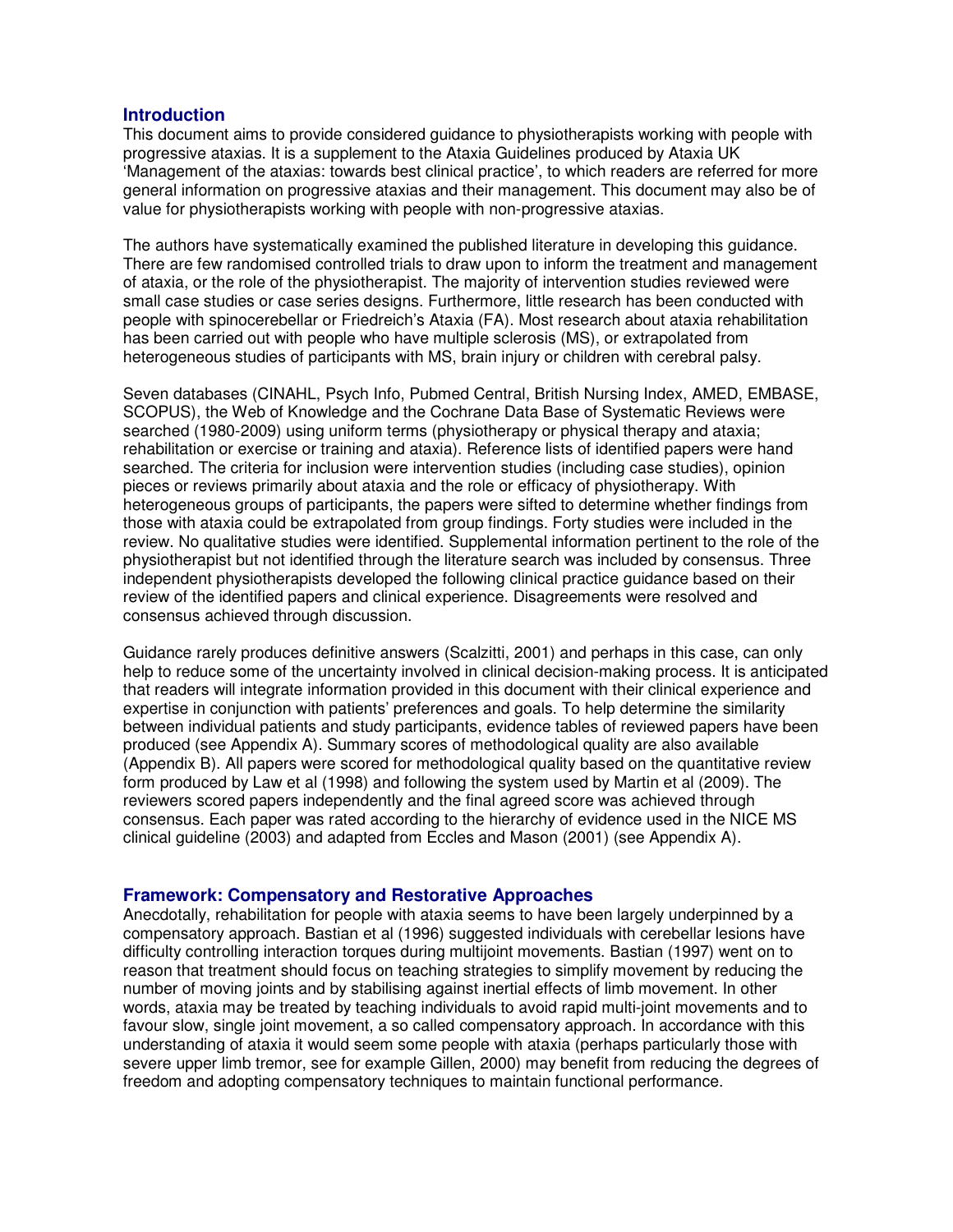## Introduction

This document aims to provide considered guidance to physiotherapists working with people with progressive ataxias. It is a supplement to the Ataxia Guidelines produced by Ataxia UK 'Management of the ataxias: towards best clinical practice', to which readers are referred for more general information on progressive ataxias and their management. This document may also be of value for physiotherapists working with people with non-progressive ataxias.

The authors have systematically examined the published literature in developing this guidance. There are few randomised controlled trials to draw upon to inform the treatment and management of ataxia, or the role of the physiotherapist. The majority of intervention studies reviewed were small case studies or case series designs. Furthermore, little research has been conducted with people with spinocerebellar or Friedreich's Ataxia (FA). Most research about ataxia rehabilitation has been carried out with people who have multiple sclerosis (MS), or extrapolated from heterogeneous studies of participants with MS, brain injury or children with cerebral palsy.

Seven databases (CINAHL, Psych Info, Pubmed Central, British Nursing Index, AMED, EMBASE, SCOPUS), the Web of Knowledge and the Cochrane Data Base of Systematic Reviews were searched (1980-2009) using uniform terms (physiotherapy or physical therapy and ataxia; rehabilitation or exercise or training and ataxia). Reference lists of identified papers were hand searched. The criteria for inclusion were intervention studies (including case studies), opinion pieces or reviews primarily about ataxia and the role or efficacy of physiotherapy. With heterogeneous groups of participants, the papers were sifted to determine whether findings from those with ataxia could be extrapolated from group findings. Forty studies were included in the review. No qualitative studies were identified. Supplemental information pertinent to the role of the physiotherapist but not identified through the literature search was included by consensus. Three independent physiotherapists developed the following clinical practice guidance based on their review of the identified papers and clinical experience. Disagreements were resolved and consensus achieved through discussion.

Guidance rarely produces definitive answers (Scalzitti, 2001) and perhaps in this case, can only help to reduce some of the uncertainty involved in clinical decision-making process. It is anticipated that readers will integrate information provided in this document with their clinical experience and expertise in conjunction with patients' preferences and goals. To help determine the similarity between individual patients and study participants, evidence tables of reviewed papers have been produced (see Appendix A). Summary scores of methodological quality are also available (Appendix B). All papers were scored for methodological quality based on the quantitative review form produced by Law et al (1998) and following the system used by Martin et al (2009). The reviewers scored papers independently and the final agreed score was achieved through consensus. Each paper was rated according to the hierarchy of evidence used in the NICE MS clinical guideline (2003) and adapted from Eccles and Mason (2001) (see Appendix A).

## Framework: Compensatory and Restorative Approaches

Anecdotally, rehabilitation for people with ataxia seems to have been largely underpinned by a compensatory approach. Bastian et al (1996) suggested individuals with cerebellar lesions have difficulty controlling interaction torques during multijoint movements. Bastian (1997) went on to reason that treatment should focus on teaching strategies to simplify movement by reducing the number of moving joints and by stabilising against inertial effects of limb movement. In other words, ataxia may be treated by teaching individuals to avoid rapid multi-joint movements and to favour slow, single joint movement, a so called compensatory approach. In accordance with this understanding of ataxia it would seem some people with ataxia (perhaps particularly those with severe upper limb tremor, see for example Gillen, 2000) may benefit from reducing the degrees of freedom and adopting compensatory techniques to maintain functional performance.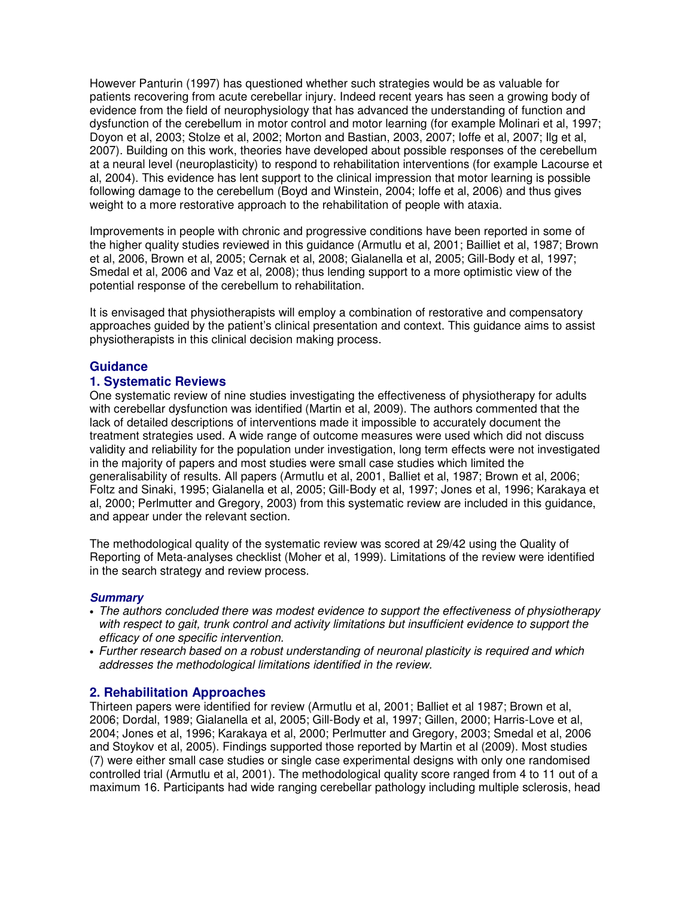However Panturin (1997) has questioned whether such strategies would be as valuable for patients recovering from acute cerebellar injury. Indeed recent years has seen a growing body of evidence from the field of neurophysiology that has advanced the understanding of function and dysfunction of the cerebellum in motor control and motor learning (for example Molinari et al, 1997; Doyon et al, 2003; Stolze et al, 2002; Morton and Bastian, 2003, 2007; Ioffe et al, 2007; Ilg et al, 2007). Building on this work, theories have developed about possible responses of the cerebellum at a neural level (neuroplasticity) to respond to rehabilitation interventions (for example Lacourse et al, 2004). This evidence has lent support to the clinical impression that motor learning is possible following damage to the cerebellum (Boyd and Winstein, 2004; Ioffe et al, 2006) and thus gives weight to a more restorative approach to the rehabilitation of people with ataxia.

Improvements in people with chronic and progressive conditions have been reported in some of the higher quality studies reviewed in this guidance (Armutlu et al, 2001; Bailliet et al, 1987; Brown et al, 2006, Brown et al, 2005; Cernak et al, 2008; Gialanella et al, 2005; Gill-Body et al, 1997; Smedal et al, 2006 and Vaz et al, 2008); thus lending support to a more optimistic view of the potential response of the cerebellum to rehabilitation.

It is envisaged that physiotherapists will employ a combination of restorative and compensatory approaches guided by the patient's clinical presentation and context. This guidance aims to assist physiotherapists in this clinical decision making process.

## Guidance

### 1. Systematic Reviews

One systematic review of nine studies investigating the effectiveness of physiotherapy for adults with cerebellar dysfunction was identified (Martin et al, 2009). The authors commented that the lack of detailed descriptions of interventions made it impossible to accurately document the treatment strategies used. A wide range of outcome measures were used which did not discuss validity and reliability for the population under investigation, long term effects were not investigated in the majority of papers and most studies were small case studies which limited the generalisability of results. All papers (Armutlu et al, 2001, Balliet et al, 1987; Brown et al, 2006; Foltz and Sinaki, 1995; Gialanella et al, 2005; Gill-Body et al, 1997; Jones et al, 1996; Karakaya et al, 2000; Perlmutter and Gregory, 2003) from this systematic review are included in this guidance, and appear under the relevant section.

The methodological quality of the systematic review was scored at 29/42 using the Quality of Reporting of Meta-analyses checklist (Moher et al, 1999). Limitations of the review were identified in the search strategy and review process.

#### *Summary*

- *The authors concluded there was modest evidence to support the effectiveness of physiotherapy with respect to gait, trunk control and activity limitations but insufficient evidence to support the efficacy of one specific intervention.*
- *Further research based on a robust understanding of neuronal plasticity is required and which addresses the methodological limitations identified in the review.*

### 2. Rehabilitation Approaches

Thirteen papers were identified for review (Armutlu et al, 2001; Balliet et al 1987; Brown et al, 2006; Dordal, 1989; Gialanella et al, 2005; Gill-Body et al, 1997; Gillen, 2000; Harris-Love et al, 2004; Jones et al, 1996; Karakaya et al, 2000; Perlmutter and Gregory, 2003; Smedal et al, 2006 and Stoykov et al, 2005). Findings supported those reported by Martin et al (2009). Most studies (7) were either small case studies or single case experimental designs with only one randomised controlled trial (Armutlu et al, 2001). The methodological quality score ranged from 4 to 11 out of a maximum 16. Participants had wide ranging cerebellar pathology including multiple sclerosis, head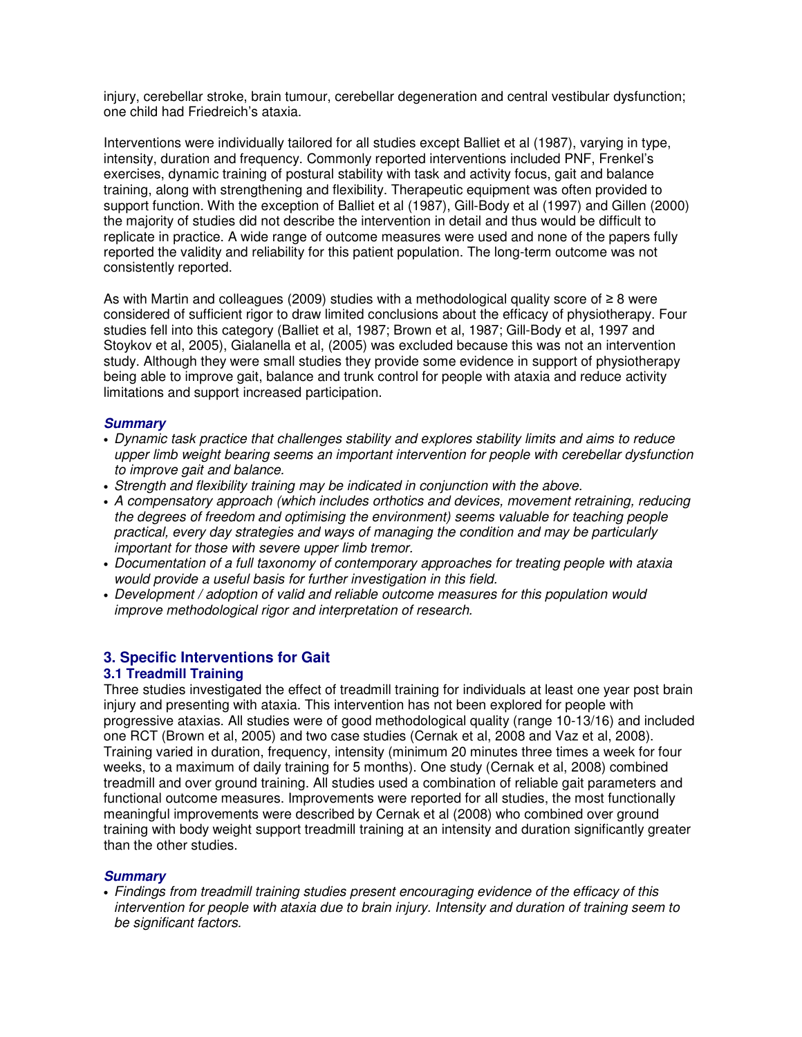injury, cerebellar stroke, brain tumour, cerebellar degeneration and central vestibular dysfunction; one child had Friedreich's ataxia.

Interventions were individually tailored for all studies except Balliet et al (1987), varying in type, intensity, duration and frequency. Commonly reported interventions included PNF, Frenkel's exercises, dynamic training of postural stability with task and activity focus, gait and balance training, along with strengthening and flexibility. Therapeutic equipment was often provided to support function. With the exception of Balliet et al (1987), Gill-Body et al (1997) and Gillen (2000) the majority of studies did not describe the intervention in detail and thus would be difficult to replicate in practice. A wide range of outcome measures were used and none of the papers fully reported the validity and reliability for this patient population. The long-term outcome was not consistently reported.

As with Martin and colleagues (2009) studies with a methodological quality score of ≥ 8 were considered of sufficient rigor to draw limited conclusions about the efficacy of physiotherapy. Four studies fell into this category (Balliet et al, 1987; Brown et al, 1987; Gill-Body et al, 1997 and Stoykov et al, 2005), Gialanella et al, (2005) was excluded because this was not an intervention study. Although they were small studies they provide some evidence in support of physiotherapy being able to improve gait, balance and trunk control for people with ataxia and reduce activity limitations and support increased participation.

#### *Summary*

- *Dynamic task practice that challenges stability and explores stability limits and aims to reduce upper limb weight bearing seems an important intervention for people with cerebellar dysfunction to improve gait and balance.*
- *Strength and flexibility training may be indicated in conjunction with the above.*
- *A compensatory approach (which includes orthotics and devices, movement retraining, reducing the degrees of freedom and optimising the environment) seems valuable for teaching people practical, every day strategies and ways of managing the condition and may be particularly important for those with severe upper limb tremor.*
- *Documentation of a full taxonomy of contemporary approaches for treating people with ataxia would provide a useful basis for further investigation in this field.*
- *Development / adoption of valid and reliable outcome measures for this population would improve methodological rigor and interpretation of research.*

## 3. Specific Interventions for Gait

### 3.1 Treadmill Training

Three studies investigated the effect of treadmill training for individuals at least one year post brain injury and presenting with ataxia. This intervention has not been explored for people with progressive ataxias. All studies were of good methodological quality (range 10-13/16) and included one RCT (Brown et al, 2005) and two case studies (Cernak et al, 2008 and Vaz et al, 2008). Training varied in duration, frequency, intensity (minimum 20 minutes three times a week for four weeks, to a maximum of daily training for 5 months). One study (Cernak et al, 2008) combined treadmill and over ground training. All studies used a combination of reliable gait parameters and functional outcome measures. Improvements were reported for all studies, the most functionally meaningful improvements were described by Cernak et al (2008) who combined over ground training with body weight support treadmill training at an intensity and duration significantly greater than the other studies.

#### *Summary*

- *Findings from treadmill training studies present encouraging evidence of the efficacy of this intervention for people with ataxia due to brain injury. Intensity and duration of training seem to be significant factors.*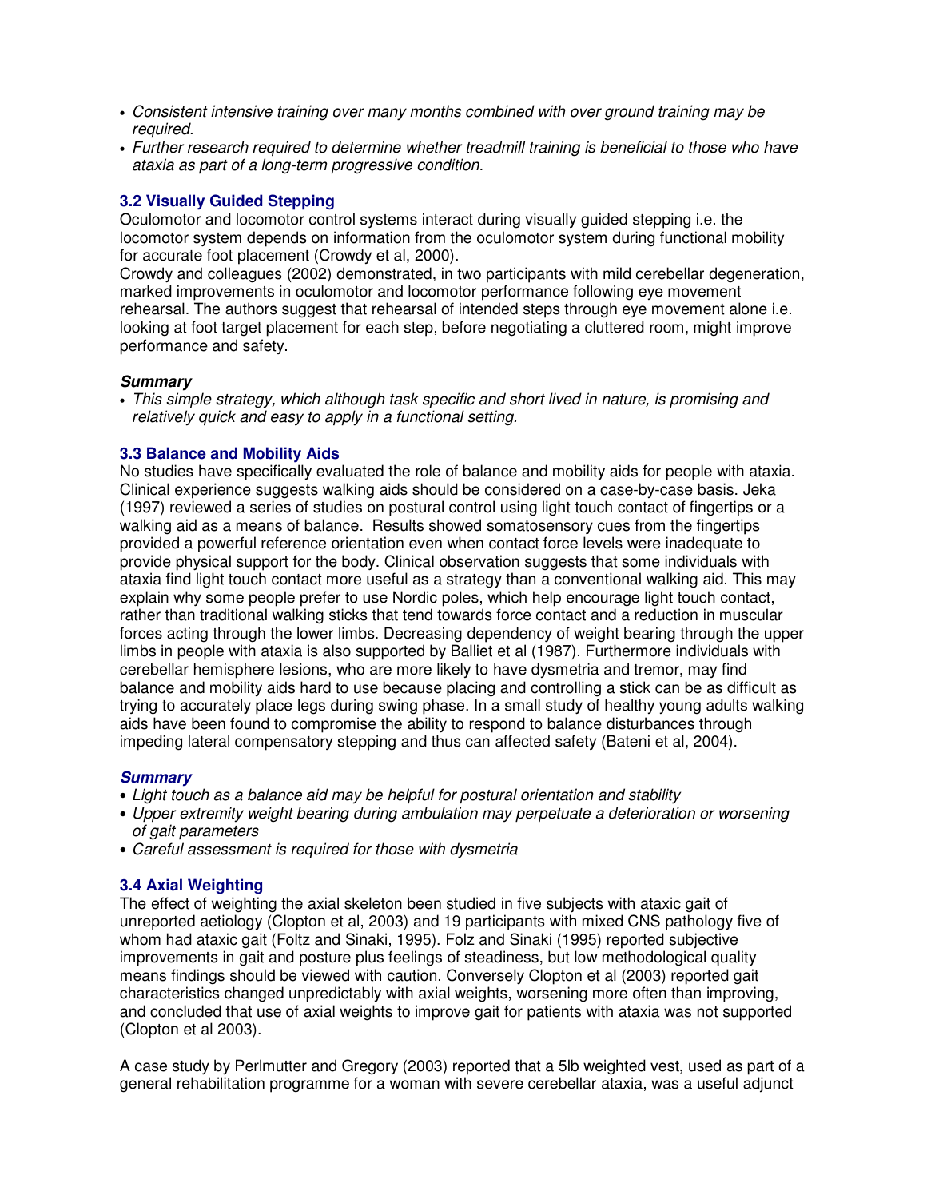- *Consistent intensive training over many months combined with over ground training may be required.*
- *Further research required to determine whether treadmill training is beneficial to those who have ataxia as part of a long-term progressive condition.*

### 3.2 Visually Guided Stepping

Oculomotor and locomotor control systems interact during visually guided stepping i.e. the locomotor system depends on information from the oculomotor system during functional mobility for accurate foot placement (Crowdy et al, 2000).

Crowdy and colleagues (2002) demonstrated, in two participants with mild cerebellar degeneration, marked improvements in oculomotor and locomotor performance following eye movement rehearsal. The authors suggest that rehearsal of intended steps through eye movement alone i.e. looking at foot target placement for each step, before negotiating a cluttered room, might improve performance and safety.

***Summary***

- *This simple strategy, which although task specific and short lived in nature, is promising and relatively quick and easy to apply in a functional setting.*

### 3.3 Balance and Mobility Aids

No studies have specifically evaluated the role of balance and mobility aids for people with ataxia. Clinical experience suggests walking aids should be considered on a case-by-case basis. Jeka (1997) reviewed a series of studies on postural control using light touch contact of fingertips or a walking aid as a means of balance. Results showed somatosensory cues from the fingertips provided a powerful reference orientation even when contact force levels were inadequate to provide physical support for the body. Clinical observation suggests that some individuals with ataxia find light touch contact more useful as a strategy than a conventional walking aid. This may explain why some people prefer to use Nordic poles, which help encourage light touch contact, rather than traditional walking sticks that tend towards force contact and a reduction in muscular forces acting through the lower limbs. Decreasing dependency of weight bearing through the upper limbs in people with ataxia is also supported by Balliet et al (1987). Furthermore individuals with cerebellar hemisphere lesions, who are more likely to have dysmetria and tremor, may find balance and mobility aids hard to use because placing and controlling a stick can be as difficult as trying to accurately place legs during swing phase. In a small study of healthy young adults walking aids have been found to compromise the ability to respond to balance disturbances through impeding lateral compensatory stepping and thus can affected safety (Bateni et al, 2004).

***Summary***

- *Light touch as a balance aid may be helpful for postural orientation and stability*
- *Upper extremity weight bearing during ambulation may perpetuate a deterioration or worsening of gait parameters*
- *Careful assessment is required for those with dysmetria*

### 3.4 Axial Weighting

The effect of weighting the axial skeleton been studied in five subjects with ataxic gait of unreported aetiology (Clopton et al, 2003) and 19 participants with mixed CNS pathology five of whom had ataxic gait (Foltz and Sinaki, 1995). Folz and Sinaki (1995) reported subjective improvements in gait and posture plus feelings of steadiness, but low methodological quality means findings should be viewed with caution. Conversely Clopton et al (2003) reported gait characteristics changed unpredictably with axial weights, worsening more often than improving, and concluded that use of axial weights to improve gait for patients with ataxia was not supported (Clopton et al 2003).

A case study by Perlmutter and Gregory (2003) reported that a 5lb weighted vest, used as part of a general rehabilitation programme for a woman with severe cerebellar ataxia, was a useful adjunct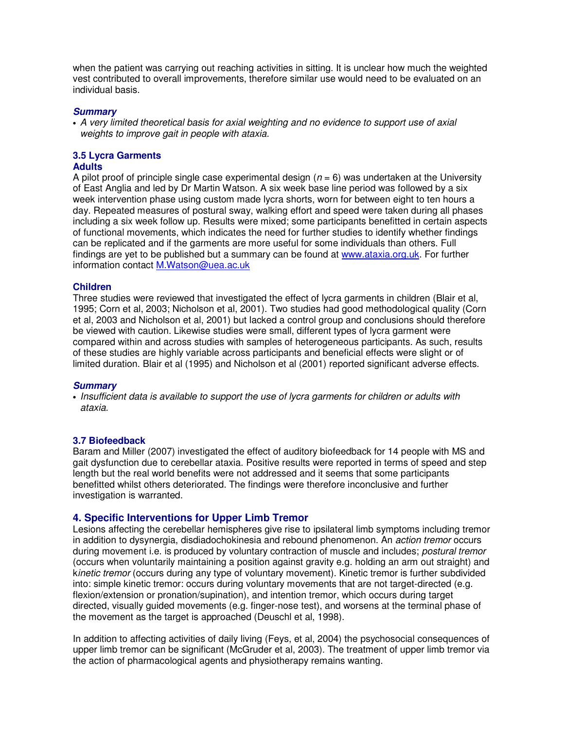when the patient was carrying out reaching activities in sitting. It is unclear how much the weighted vest contributed to overall improvements, therefore similar use would need to be evaluated on an individual basis.

***Summary***

- *A very limited theoretical basis for axial weighting and no evidence to support use of axial weights to improve gait in people with ataxia.*

### 3.5 Lycra Garments

#### Adults

A pilot proof of principle single case experimental design ($n = 6$) was undertaken at the University of East Anglia and led by Dr Martin Watson. A six week base line period was followed by a six week intervention phase using custom made lycra shorts, worn for between eight to ten hours a day. Repeated measures of postural sway, walking effort and speed were taken during all phases including a six week follow up. Results were mixed; some participants benefitted in certain aspects of functional movements, which indicates the need for further studies to identify whether findings can be replicated and if the garments are more useful for some individuals than others. Full findings are yet to be published but a summary can be found at www.ataxia.org.uk. For further information contact M.Watson@uea.ac.uk

#### Children

Three studies were reviewed that investigated the effect of lycra garments in children (Blair et al, 1995; Corn et al, 2003; Nicholson et al, 2001). Two studies had good methodological quality (Corn et al, 2003 and Nicholson et al, 2001) but lacked a control group and conclusions should therefore be viewed with caution. Likewise studies were small, different types of lycra garment were compared within and across studies with samples of heterogeneous participants. As such, results of these studies are highly variable across participants and beneficial effects were slight or of limited duration. Blair et al (1995) and Nicholson et al (2001) reported significant adverse effects.

***Summary***

- *Insufficient data is available to support the use of lycra garments for children or adults with ataxia.*

### 3.7 Biofeedback

Baram and Miller (2007) investigated the effect of auditory biofeedback for 14 people with MS and gait dysfunction due to cerebellar ataxia. Positive results were reported in terms of speed and step length but the real world benefits were not addressed and it seems that some participants benefitted whilst others deteriorated. The findings were therefore inconclusive and further investigation is warranted.

## 4. Specific Interventions for Upper Limb Tremor

Lesions affecting the cerebellar hemispheres give rise to ipsilateral limb symptoms including tremor in addition to dysynergia, disdiadochokinesia and rebound phenomenon. An *action tremor* occurs during movement i.e. is produced by voluntary contraction of muscle and includes; *postural tremor* (occurs when voluntarily maintaining a position against gravity e.g. holding an arm out straight) and k*inetic tremor* (occurs during any type of voluntary movement). Kinetic tremor is further subdivided into: simple kinetic tremor: occurs during voluntary movements that are not target-directed (e.g. flexion/extension or pronation/supination), and intention tremor, which occurs during target directed, visually guided movements (e.g. finger-nose test), and worsens at the terminal phase of the movement as the target is approached (Deuschl et al, 1998).

In addition to affecting activities of daily living (Feys, et al, 2004) the psychosocial consequences of upper limb tremor can be significant (McGruder et al, 2003). The treatment of upper limb tremor via the action of pharmacological agents and physiotherapy remains wanting.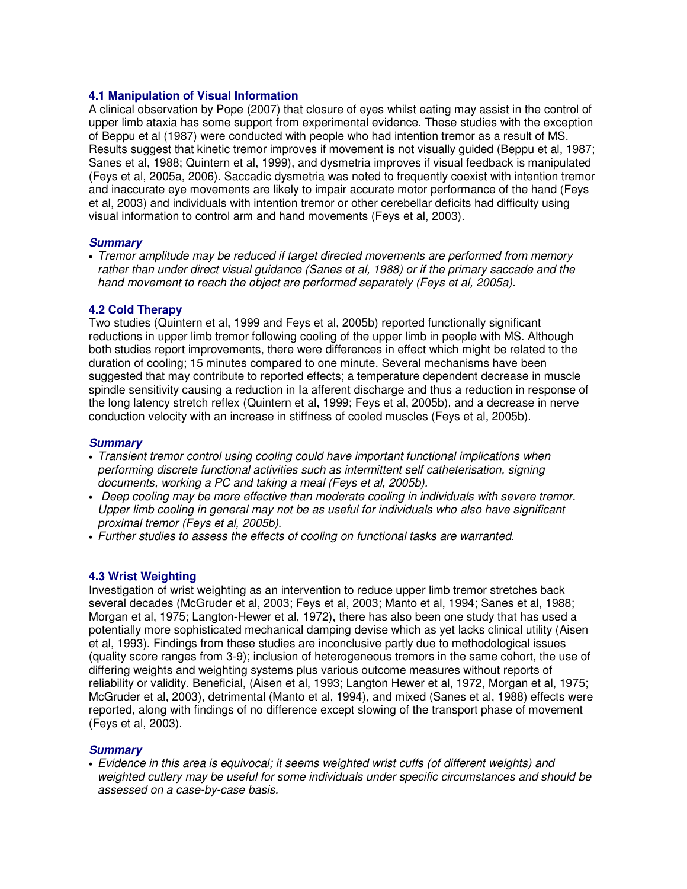### 4.1 Manipulation of Visual Information

A clinical observation by Pope (2007) that closure of eyes whilst eating may assist in the control of upper limb ataxia has some support from experimental evidence. These studies with the exception of Beppu et al (1987) were conducted with people who had intention tremor as a result of MS. Results suggest that kinetic tremor improves if movement is not visually guided (Beppu et al, 1987; Sanes et al, 1988; Quintern et al, 1999), and dysmetria improves if visual feedback is manipulated (Feys et al, 2005a, 2006). Saccadic dysmetria was noted to frequently coexist with intention tremor and inaccurate eye movements are likely to impair accurate motor performance of the hand (Feys et al, 2003) and individuals with intention tremor or other cerebellar deficits had difficulty using visual information to control arm and hand movements (Feys et al, 2003).

#### *Summary*

- *Tremor amplitude may be reduced if target directed movements are performed from memory rather than under direct visual guidance (Sanes et al, 1988) or if the primary saccade and the hand movement to reach the object are performed separately (Feys et al, 2005a).*

### 4.2 Cold Therapy

Two studies (Quintern et al, 1999 and Feys et al, 2005b) reported functionally significant reductions in upper limb tremor following cooling of the upper limb in people with MS. Although both studies report improvements, there were differences in effect which might be related to the duration of cooling; 15 minutes compared to one minute. Several mechanisms have been suggested that may contribute to reported effects; a temperature dependent decrease in muscle spindle sensitivity causing a reduction in Ia afferent discharge and thus a reduction in response of the long latency stretch reflex (Quintern et al, 1999; Feys et al, 2005b), and a decrease in nerve conduction velocity with an increase in stiffness of cooled muscles (Feys et al, 2005b).

#### *Summary*

- *Transient tremor control using cooling could have important functional implications when performing discrete functional activities such as intermittent self catheterisation, signing documents, working a PC and taking a meal (Feys et al, 2005b).*
- *Deep cooling may be more effective than moderate cooling in individuals with severe tremor. Upper limb cooling in general may not be as useful for individuals who also have significant proximal tremor (Feys et al, 2005b).*
- *Further studies to assess the effects of cooling on functional tasks are warranted.*

### 4.3 Wrist Weighting

Investigation of wrist weighting as an intervention to reduce upper limb tremor stretches back several decades (McGruder et al, 2003; Feys et al, 2003; Manto et al, 1994; Sanes et al, 1988; Morgan et al, 1975; Langton-Hewer et al, 1972), there has also been one study that has used a potentially more sophisticated mechanical damping devise which as yet lacks clinical utility (Aisen et al, 1993). Findings from these studies are inconclusive partly due to methodological issues (quality score ranges from 3-9); inclusion of heterogeneous tremors in the same cohort, the use of differing weights and weighting systems plus various outcome measures without reports of reliability or validity. Beneficial, (Aisen et al, 1993; Langton Hewer et al, 1972, Morgan et al, 1975; McGruder et al, 2003), detrimental (Manto et al, 1994), and mixed (Sanes et al, 1988) effects were reported, along with findings of no difference except slowing of the transport phase of movement (Feys et al, 2003).

#### *Summary*

- *Evidence in this area is equivocal; it seems weighted wrist cuffs (of different weights) and weighted cutlery may be useful for some individuals under specific circumstances and should be assessed on a case-by-case basis.*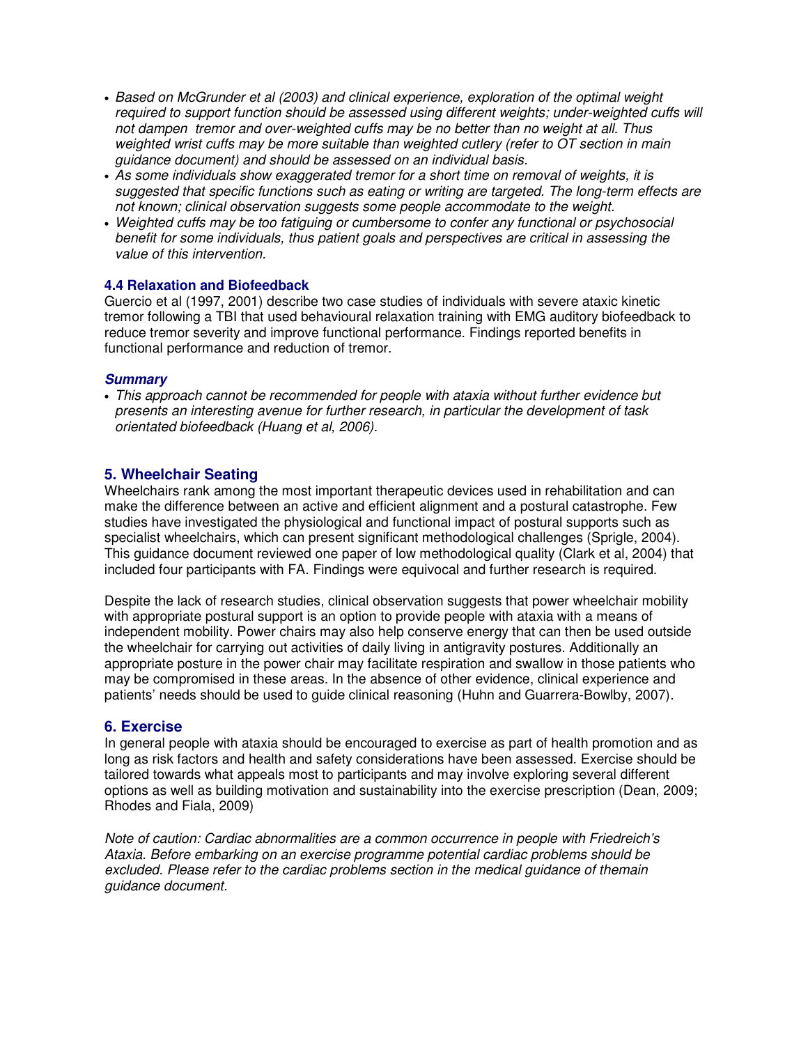- *Based on McGrunder et al (2003) and clinical experience, exploration of the optimal weight required to support function should be assessed using different weights; under-weighted cuffs will not dampen tremor and over-weighted cuffs may be no better than no weight at all. Thus weighted wrist cuffs may be more suitable than weighted cutlery (refer to OT section in main guidance document) and should be assessed on an individual basis.*
- *As some individuals show exaggerated tremor for a short time on removal of weights, it is suggested that specific functions such as eating or writing are targeted. The long-term effects are not known; clinical observation suggests some people accommodate to the weight.*
- *Weighted cuffs may be too fatiguing or cumbersome to confer any functional or psychosocial benefit for some individuals, thus patient goals and perspectives are critical in assessing the value of this intervention.*

### 4.4 Relaxation and Biofeedback

Guercio et al (1997, 2001) describe two case studies of individuals with severe ataxic kinetic tremor following a TBI that used behavioural relaxation training with EMG auditory biofeedback to reduce tremor severity and improve functional performance. Findings reported benefits in functional performance and reduction of tremor.

***Summary***

- *This approach cannot be recommended for people with ataxia without further evidence but presents an interesting avenue for further research, in particular the development of task orientated biofeedback (Huang et al, 2006).*

## 5. Wheelchair Seating

Wheelchairs rank among the most important therapeutic devices used in rehabilitation and can make the difference between an active and efficient alignment and a postural catastrophe. Few studies have investigated the physiological and functional impact of postural supports such as specialist wheelchairs, which can present significant methodological challenges (Sprigle, 2004). This guidance document reviewed one paper of low methodological quality (Clark et al, 2004) that included four participants with FA. Findings were equivocal and further research is required.

Despite the lack of research studies, clinical observation suggests that power wheelchair mobility with appropriate postural support is an option to provide people with ataxia with a means of independent mobility. Power chairs may also help conserve energy that can then be used outside the wheelchair for carrying out activities of daily living in antigravity postures. Additionally an appropriate posture in the power chair may facilitate respiration and swallow in those patients who may be compromised in these areas. In the absence of other evidence, clinical experience and patients' needs should be used to guide clinical reasoning (Huhn and Guarrera-Bowlby, 2007).

## 6. Exercise

In general people with ataxia should be encouraged to exercise as part of health promotion and as long as risk factors and health and safety considerations have been assessed. Exercise should be tailored towards what appeals most to participants and may involve exploring several different options as well as building motivation and sustainability into the exercise prescription (Dean, 2009; Rhodes and Fiala, 2009)

*Note of caution: Cardiac abnormalities are a common occurrence in people with Friedreich's Ataxia. Before embarking on an exercise programme potential cardiac problems should be excluded. Please refer to the cardiac problems section in the medical guidance of themain guidance document.*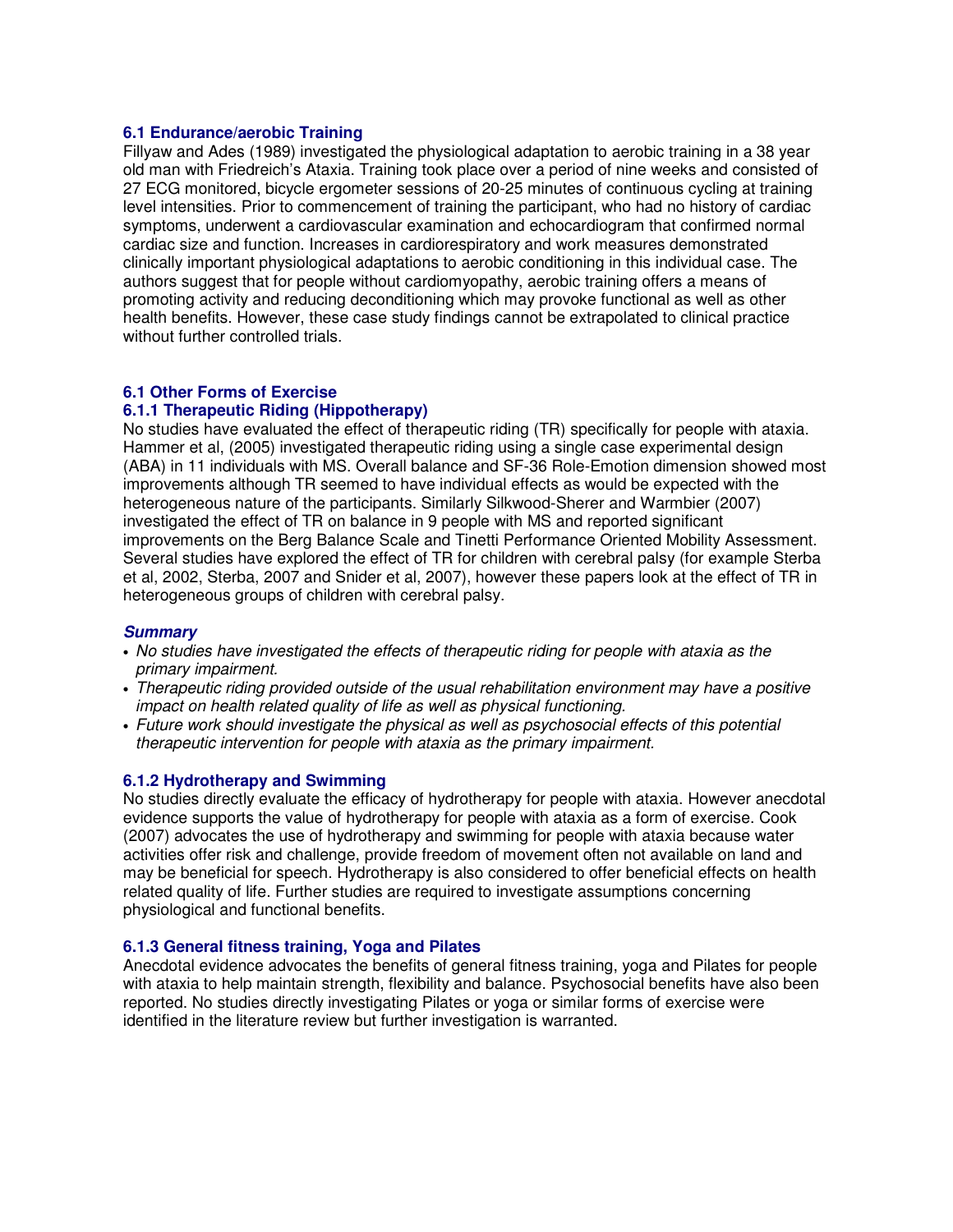### 6.1 Endurance/aerobic Training

Fillyaw and Ades (1989) investigated the physiological adaptation to aerobic training in a 38 year old man with Friedreich's Ataxia. Training took place over a period of nine weeks and consisted of 27 ECG monitored, bicycle ergometer sessions of 20-25 minutes of continuous cycling at training level intensities. Prior to commencement of training the participant, who had no history of cardiac symptoms, underwent a cardiovascular examination and echocardiogram that confirmed normal cardiac size and function. Increases in cardiorespiratory and work measures demonstrated clinically important physiological adaptations to aerobic conditioning in this individual case. The authors suggest that for people without cardiomyopathy, aerobic training offers a means of promoting activity and reducing deconditioning which may provoke functional as well as other health benefits. However, these case study findings cannot be extrapolated to clinical practice without further controlled trials.

### 6.1 Other Forms of Exercise

#### 6.1.1 Therapeutic Riding (Hippotherapy)

No studies have evaluated the effect of therapeutic riding (TR) specifically for people with ataxia. Hammer et al, (2005) investigated therapeutic riding using a single case experimental design (ABA) in 11 individuals with MS. Overall balance and SF-36 Role-Emotion dimension showed most improvements although TR seemed to have individual effects as would be expected with the heterogeneous nature of the participants. Similarly Silkwood-Sherer and Warmbier (2007) investigated the effect of TR on balance in 9 people with MS and reported significant improvements on the Berg Balance Scale and Tinetti Performance Oriented Mobility Assessment. Several studies have explored the effect of TR for children with cerebral palsy (for example Sterba et al, 2002, Sterba, 2007 and Snider et al, 2007), however these papers look at the effect of TR in heterogeneous groups of children with cerebral palsy.

***Summary***

- *No studies have investigated the effects of therapeutic riding for people with ataxia as the primary impairment.*
- *Therapeutic riding provided outside of the usual rehabilitation environment may have a positive impact on health related quality of life as well as physical functioning.*
- *Future work should investigate the physical as well as psychosocial effects of this potential therapeutic intervention for people with ataxia as the primary impairment.*

#### 6.1.2 Hydrotherapy and Swimming

No studies directly evaluate the efficacy of hydrotherapy for people with ataxia. However anecdotal evidence supports the value of hydrotherapy for people with ataxia as a form of exercise. Cook (2007) advocates the use of hydrotherapy and swimming for people with ataxia because water activities offer risk and challenge, provide freedom of movement often not available on land and may be beneficial for speech. Hydrotherapy is also considered to offer beneficial effects on health related quality of life. Further studies are required to investigate assumptions concerning physiological and functional benefits.

#### 6.1.3 General fitness training, Yoga and Pilates

Anecdotal evidence advocates the benefits of general fitness training, yoga and Pilates for people with ataxia to help maintain strength, flexibility and balance. Psychosocial benefits have also been reported. No studies directly investigating Pilates or yoga or similar forms of exercise were identified in the literature review but further investigation is warranted.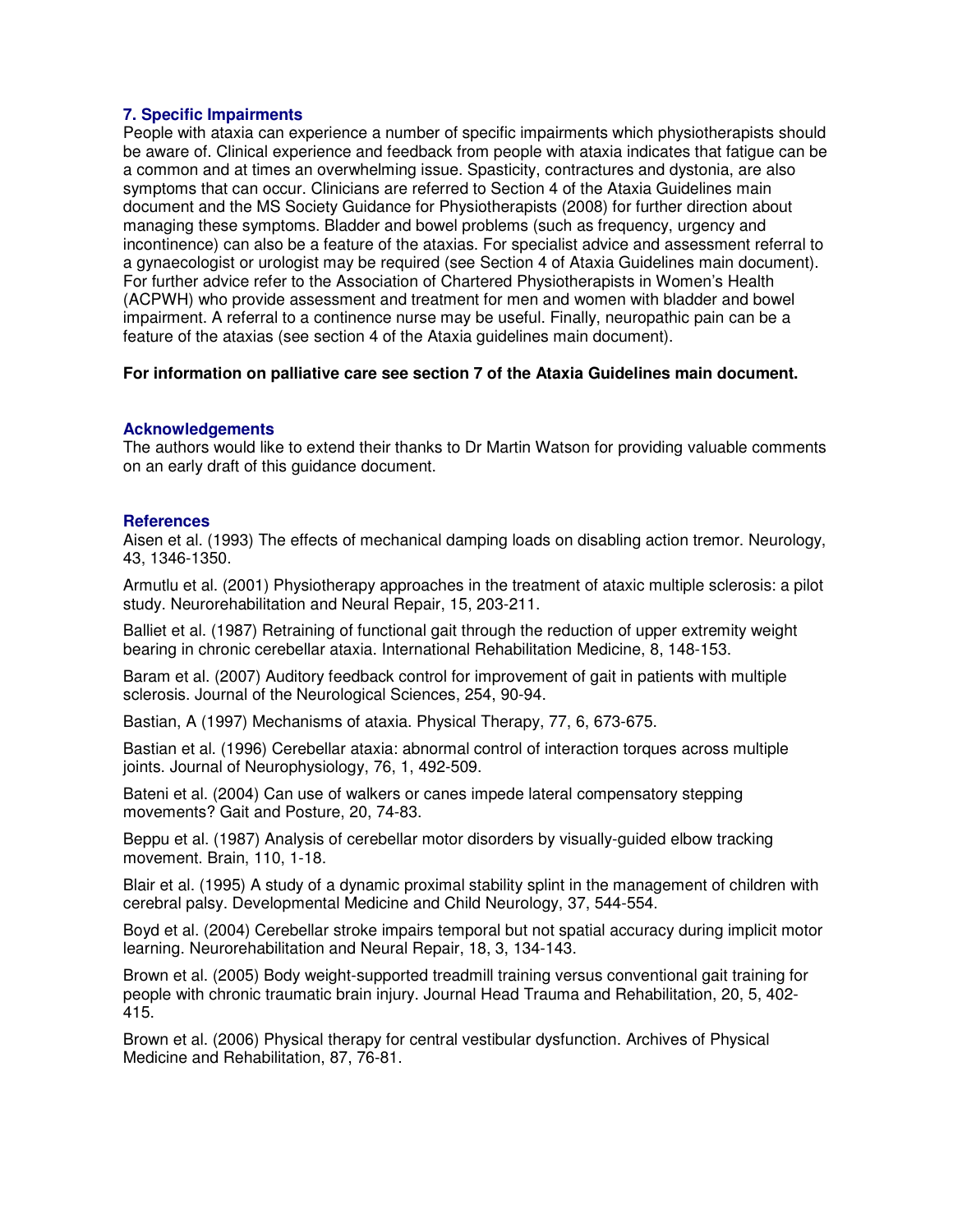## 7. Specific Impairments

People with ataxia can experience a number of specific impairments which physiotherapists should be aware of. Clinical experience and feedback from people with ataxia indicates that fatigue can be a common and at times an overwhelming issue. Spasticity, contractures and dystonia, are also symptoms that can occur. Clinicians are referred to Section 4 of the Ataxia Guidelines main document and the MS Society Guidance for Physiotherapists (2008) for further direction about managing these symptoms. Bladder and bowel problems (such as frequency, urgency and incontinence) can also be a feature of the ataxias. For specialist advice and assessment referral to a gynaecologist or urologist may be required (see Section 4 of Ataxia Guidelines main document). For further advice refer to the Association of Chartered Physiotherapists in Women's Health (ACPWH) who provide assessment and treatment for men and women with bladder and bowel impairment. A referral to a continence nurse may be useful. Finally, neuropathic pain can be a feature of the ataxias (see section 4 of the Ataxia guidelines main document).

**For information on palliative care see section 7 of the Ataxia Guidelines main document.**

## Acknowledgements

The authors would like to extend their thanks to Dr Martin Watson for providing valuable comments on an early draft of this guidance document.

## References

Aisen et al. (1993) The effects of mechanical damping loads on disabling action tremor. Neurology, 43, 1346-1350.

Armutlu et al. (2001) Physiotherapy approaches in the treatment of ataxic multiple sclerosis: a pilot study. Neurorehabilitation and Neural Repair, 15, 203-211.

Balliet et al. (1987) Retraining of functional gait through the reduction of upper extremity weight bearing in chronic cerebellar ataxia. International Rehabilitation Medicine, 8, 148-153.

Baram et al. (2007) Auditory feedback control for improvement of gait in patients with multiple sclerosis. Journal of the Neurological Sciences, 254, 90-94.

Bastian, A (1997) Mechanisms of ataxia. Physical Therapy, 77, 6, 673-675.

Bastian et al. (1996) Cerebellar ataxia: abnormal control of interaction torques across multiple joints. Journal of Neurophysiology, 76, 1, 492-509.

Bateni et al. (2004) Can use of walkers or canes impede lateral compensatory stepping movements? Gait and Posture, 20, 74-83.

Beppu et al. (1987) Analysis of cerebellar motor disorders by visually-guided elbow tracking movement. Brain, 110, 1-18.

Blair et al. (1995) A study of a dynamic proximal stability splint in the management of children with cerebral palsy. Developmental Medicine and Child Neurology, 37, 544-554.

Boyd et al. (2004) Cerebellar stroke impairs temporal but not spatial accuracy during implicit motor learning. Neurorehabilitation and Neural Repair, 18, 3, 134-143.

Brown et al. (2005) Body weight-supported treadmill training versus conventional gait training for people with chronic traumatic brain injury. Journal Head Trauma and Rehabilitation, 20, 5, 402-415.

Brown et al. (2006) Physical therapy for central vestibular dysfunction. Archives of Physical Medicine and Rehabilitation, 87, 76-81.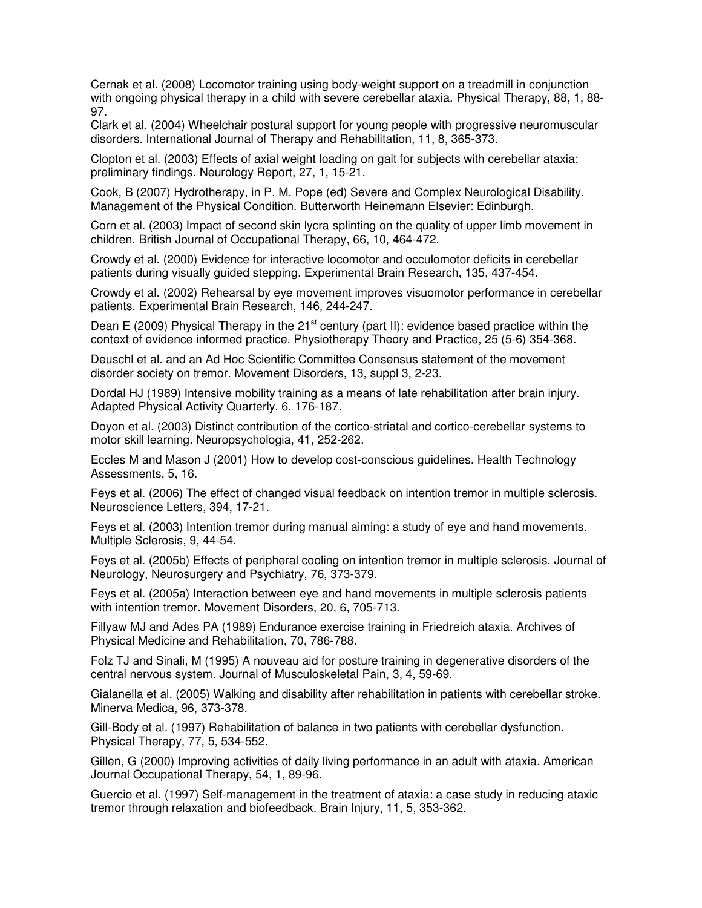Cernak et al. (2008) Locomotor training using body-weight support on a treadmill in conjunction with ongoing physical therapy in a child with severe cerebellar ataxia. Physical Therapy, 88, 1, 88-97.

Clark et al. (2004) Wheelchair postural support for young people with progressive neuromuscular disorders. International Journal of Therapy and Rehabilitation, 11, 8, 365-373.

Clopton et al. (2003) Effects of axial weight loading on gait for subjects with cerebellar ataxia: preliminary findings. Neurology Report, 27, 1, 15-21.

Cook, B (2007) Hydrotherapy, in P. M. Pope (ed) Severe and Complex Neurological Disability. Management of the Physical Condition. Butterworth Heinemann Elsevier: Edinburgh.

Corn et al. (2003) Impact of second skin lycra splinting on the quality of upper limb movement in children. British Journal of Occupational Therapy, 66, 10, 464-472.

Crowdy et al. (2000) Evidence for interactive locomotor and occulomotor deficits in cerebellar patients during visually guided stepping. Experimental Brain Research, 135, 437-454.

Crowdy et al. (2002) Rehearsal by eye movement improves visuomotor performance in cerebellar patients. Experimental Brain Research, 146, 244-247.

Dean E (2009) Physical Therapy in the 21st century (part II): evidence based practice within the context of evidence informed practice. Physiotherapy Theory and Practice, 25 (5-6) 354-368.

Deuschl et al. and an Ad Hoc Scientific Committee Consensus statement of the movement disorder society on tremor. Movement Disorders, 13, suppl 3, 2-23.

Dordal HJ (1989) Intensive mobility training as a means of late rehabilitation after brain injury. Adapted Physical Activity Quarterly, 6, 176-187.

Doyon et al. (2003) Distinct contribution of the cortico-striatal and cortico-cerebellar systems to motor skill learning. Neuropsychologia, 41, 252-262.

Eccles M and Mason J (2001) How to develop cost-conscious guidelines. Health Technology Assessments, 5, 16.

Feys et al. (2006) The effect of changed visual feedback on intention tremor in multiple sclerosis. Neuroscience Letters, 394, 17-21.

Feys et al. (2003) Intention tremor during manual aiming: a study of eye and hand movements. Multiple Sclerosis, 9, 44-54.

Feys et al. (2005b) Effects of peripheral cooling on intention tremor in multiple sclerosis. Journal of Neurology, Neurosurgery and Psychiatry, 76, 373-379.

Feys et al. (2005a) Interaction between eye and hand movements in multiple sclerosis patients with intention tremor. Movement Disorders, 20, 6, 705-713.

Fillyaw MJ and Ades PA (1989) Endurance exercise training in Friedreich ataxia. Archives of Physical Medicine and Rehabilitation, 70, 786-788.

Folz TJ and Sinali, M (1995) A nouveau aid for posture training in degenerative disorders of the central nervous system. Journal of Musculoskeletal Pain, 3, 4, 59-69.

Gialanella et al. (2005) Walking and disability after rehabilitation in patients with cerebellar stroke. Minerva Medica, 96, 373-378.

Gill-Body et al. (1997) Rehabilitation of balance in two patients with cerebellar dysfunction. Physical Therapy, 77, 5, 534-552.

Gillen, G (2000) Improving activities of daily living performance in an adult with ataxia. American Journal Occupational Therapy, 54, 1, 89-96.

Guercio et al. (1997) Self-management in the treatment of ataxia: a case study in reducing ataxic tremor through relaxation and biofeedback. Brain Injury, 11, 5, 353-362.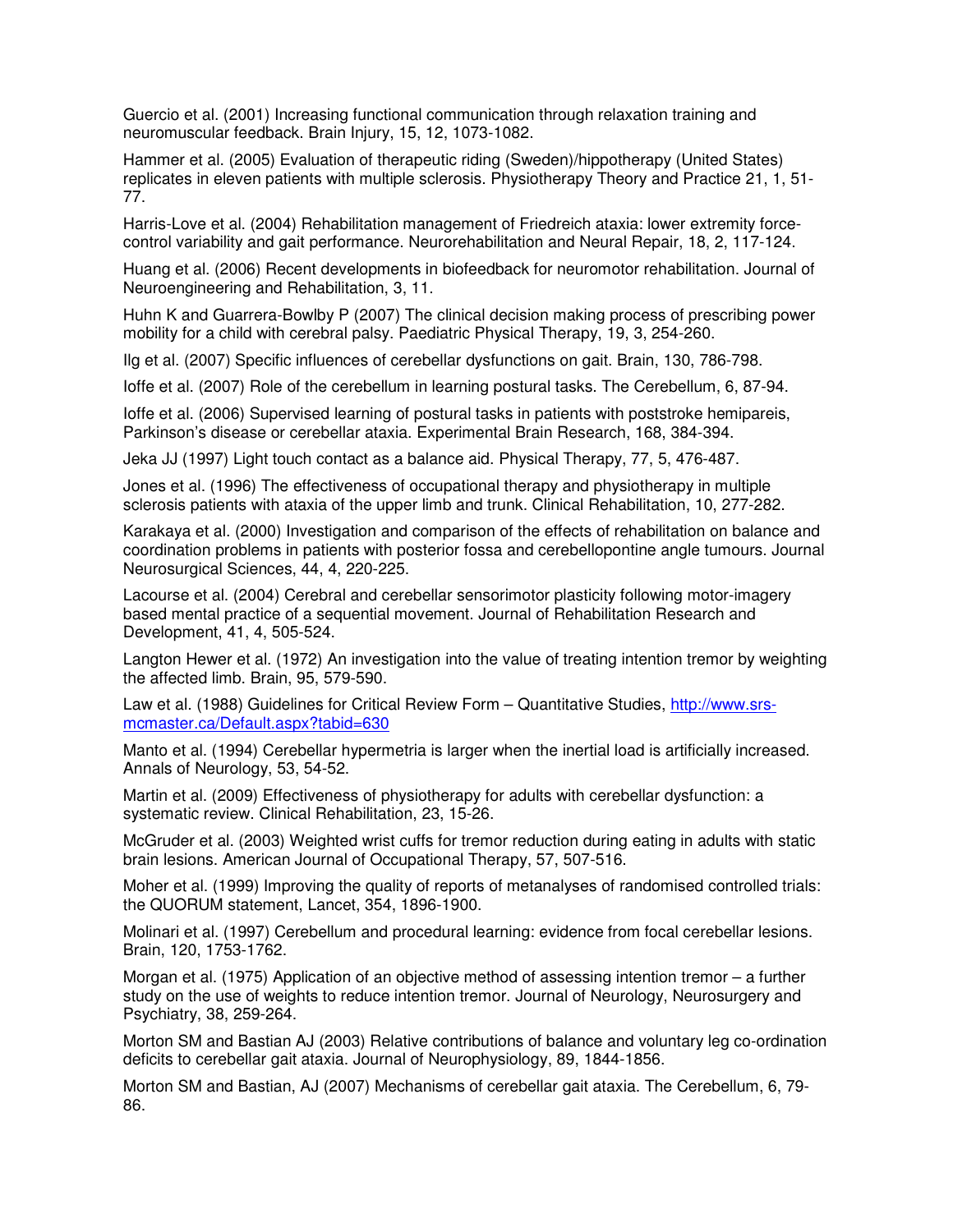Guercio et al. (2001) Increasing functional communication through relaxation training and neuromuscular feedback. Brain Injury, 15, 12, 1073-1082.

Hammer et al. (2005) Evaluation of therapeutic riding (Sweden)/hippotherapy (United States) replicates in eleven patients with multiple sclerosis. Physiotherapy Theory and Practice 21, 1, 51-77.

Harris-Love et al. (2004) Rehabilitation management of Friedreich ataxia: lower extremity force-control variability and gait performance. Neurorehabilitation and Neural Repair, 18, 2, 117-124.

Huang et al. (2006) Recent developments in biofeedback for neuromotor rehabilitation. Journal of Neuroengineering and Rehabilitation, 3, 11.

Huhn K and Guarrera-Bowlby P (2007) The clinical decision making process of prescribing power mobility for a child with cerebral palsy. Paediatric Physical Therapy, 19, 3, 254-260.

Ilg et al. (2007) Specific influences of cerebellar dysfunctions on gait. Brain, 130, 786-798.

Ioffe et al. (2007) Role of the cerebellum in learning postural tasks. The Cerebellum, 6, 87-94.

Ioffe et al. (2006) Supervised learning of postural tasks in patients with poststroke hemipareis, Parkinson's disease or cerebellar ataxia. Experimental Brain Research, 168, 384-394.

Jeka JJ (1997) Light touch contact as a balance aid. Physical Therapy, 77, 5, 476-487.

Jones et al. (1996) The effectiveness of occupational therapy and physiotherapy in multiple sclerosis patients with ataxia of the upper limb and trunk. Clinical Rehabilitation, 10, 277-282.

Karakaya et al. (2000) Investigation and comparison of the effects of rehabilitation on balance and coordination problems in patients with posterior fossa and cerebellopontine angle tumours. Journal Neurosurgical Sciences, 44, 4, 220-225.

Lacourse et al. (2004) Cerebral and cerebellar sensorimotor plasticity following motor-imagery based mental practice of a sequential movement. Journal of Rehabilitation Research and Development, 41, 4, 505-524.

Langton Hewer et al. (1972) An investigation into the value of treating intention tremor by weighting the affected limb. Brain, 95, 579-590.

Law et al. (1988) Guidelines for Critical Review Form – Quantitative Studies, http://www.srs-mcmaster.ca/Default.aspx?tabid=630

Manto et al. (1994) Cerebellar hypermetria is larger when the inertial load is artificially increased. Annals of Neurology, 53, 54-52.

Martin et al. (2009) Effectiveness of physiotherapy for adults with cerebellar dysfunction: a systematic review. Clinical Rehabilitation, 23, 15-26.

McGruder et al. (2003) Weighted wrist cuffs for tremor reduction during eating in adults with static brain lesions. American Journal of Occupational Therapy, 57, 507-516.

Moher et al. (1999) Improving the quality of reports of metanalyses of randomised controlled trials: the QUORUM statement, Lancet, 354, 1896-1900.

Molinari et al. (1997) Cerebellum and procedural learning: evidence from focal cerebellar lesions. Brain, 120, 1753-1762.

Morgan et al. (1975) Application of an objective method of assessing intention tremor – a further study on the use of weights to reduce intention tremor. Journal of Neurology, Neurosurgery and Psychiatry, 38, 259-264.

Morton SM and Bastian AJ (2003) Relative contributions of balance and voluntary leg co-ordination deficits to cerebellar gait ataxia. Journal of Neurophysiology, 89, 1844-1856.

Morton SM and Bastian, AJ (2007) Mechanisms of cerebellar gait ataxia. The Cerebellum, 6, 79-86.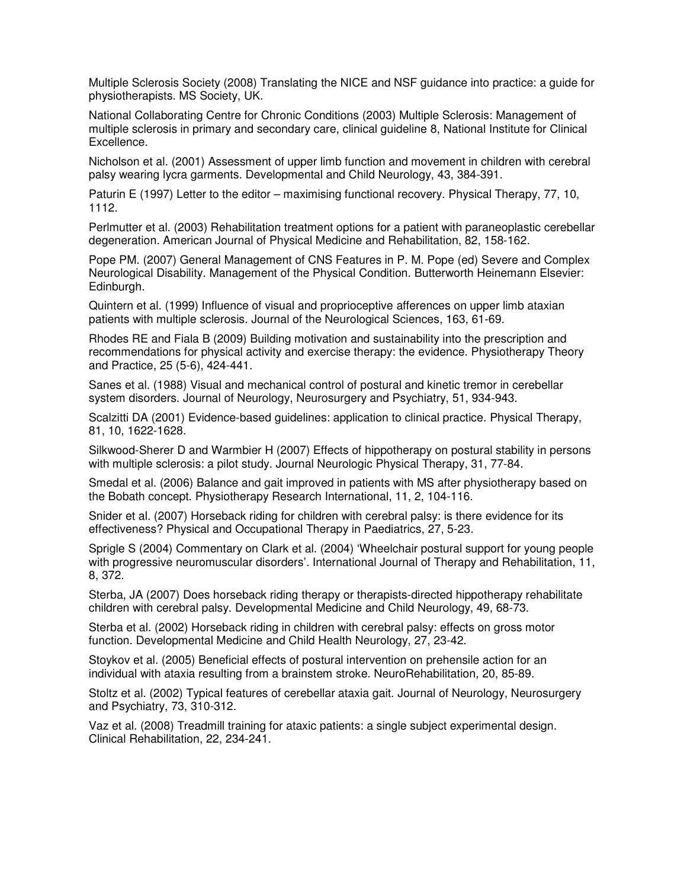Multiple Sclerosis Society (2008) Translating the NICE and NSF guidance into practice: a guide for physiotherapists. MS Society, UK.

National Collaborating Centre for Chronic Conditions (2003) Multiple Sclerosis: Management of multiple sclerosis in primary and secondary care, clinical guideline 8, National Institute for Clinical Excellence.

Nicholson et al. (2001) Assessment of upper limb function and movement in children with cerebral palsy wearing lycra garments. Developmental and Child Neurology, 43, 384-391.

Paturin E (1997) Letter to the editor – maximising functional recovery. Physical Therapy, 77, 10, 1112.

Perlmutter et al. (2003) Rehabilitation treatment options for a patient with paraneoplastic cerebellar degeneration. American Journal of Physical Medicine and Rehabilitation, 82, 158-162.

Pope PM. (2007) General Management of CNS Features in P. M. Pope (ed) Severe and Complex Neurological Disability. Management of the Physical Condition. Butterworth Heinemann Elsevier: Edinburgh.

Quintern et al. (1999) Influence of visual and proprioceptive afferences on upper limb ataxian patients with multiple sclerosis. Journal of the Neurological Sciences, 163, 61-69.

Rhodes RE and Fiala B (2009) Building motivation and sustainability into the prescription and recommendations for physical activity and exercise therapy: the evidence. Physiotherapy Theory and Practice, 25 (5-6), 424-441.

Sanes et al. (1988) Visual and mechanical control of postural and kinetic tremor in cerebellar system disorders. Journal of Neurology, Neurosurgery and Psychiatry, 51, 934-943.

Scalzitti DA (2001) Evidence-based guidelines: application to clinical practice. Physical Therapy, 81, 10, 1622-1628.

Silkwood-Sherer D and Warmbier H (2007) Effects of hippotherapy on postural stability in persons with multiple sclerosis: a pilot study. Journal Neurologic Physical Therapy, 31, 77-84.

Smedal et al. (2006) Balance and gait improved in patients with MS after physiotherapy based on the Bobath concept. Physiotherapy Research International, 11, 2, 104-116.

Snider et al. (2007) Horseback riding for children with cerebral palsy: is there evidence for its effectiveness? Physical and Occupational Therapy in Paediatrics, 27, 5-23.

Sprigle S (2004) Commentary on Clark et al. (2004) 'Wheelchair postural support for young people with progressive neuromuscular disorders'. International Journal of Therapy and Rehabilitation, 11, 8, 372.

Sterba, JA (2007) Does horseback riding therapy or therapists-directed hippotherapy rehabilitate children with cerebral palsy. Developmental Medicine and Child Neurology, 49, 68-73.

Sterba et al. (2002) Horseback riding in children with cerebral palsy: effects on gross motor function. Developmental Medicine and Child Health Neurology, 27, 23-42.

Stoykov et al. (2005) Beneficial effects of postural intervention on prehensile action for an individual with ataxia resulting from a brainstem stroke. NeuroRehabilitation, 20, 85-89.

Stoltz et al. (2002) Typical features of cerebellar ataxia gait. Journal of Neurology, Neurosurgery and Psychiatry, 73, 310-312.

Vaz et al. (2008) Treadmill training for ataxic patients: a single subject experimental design. Clinical Rehabilitation, 22, 234-241.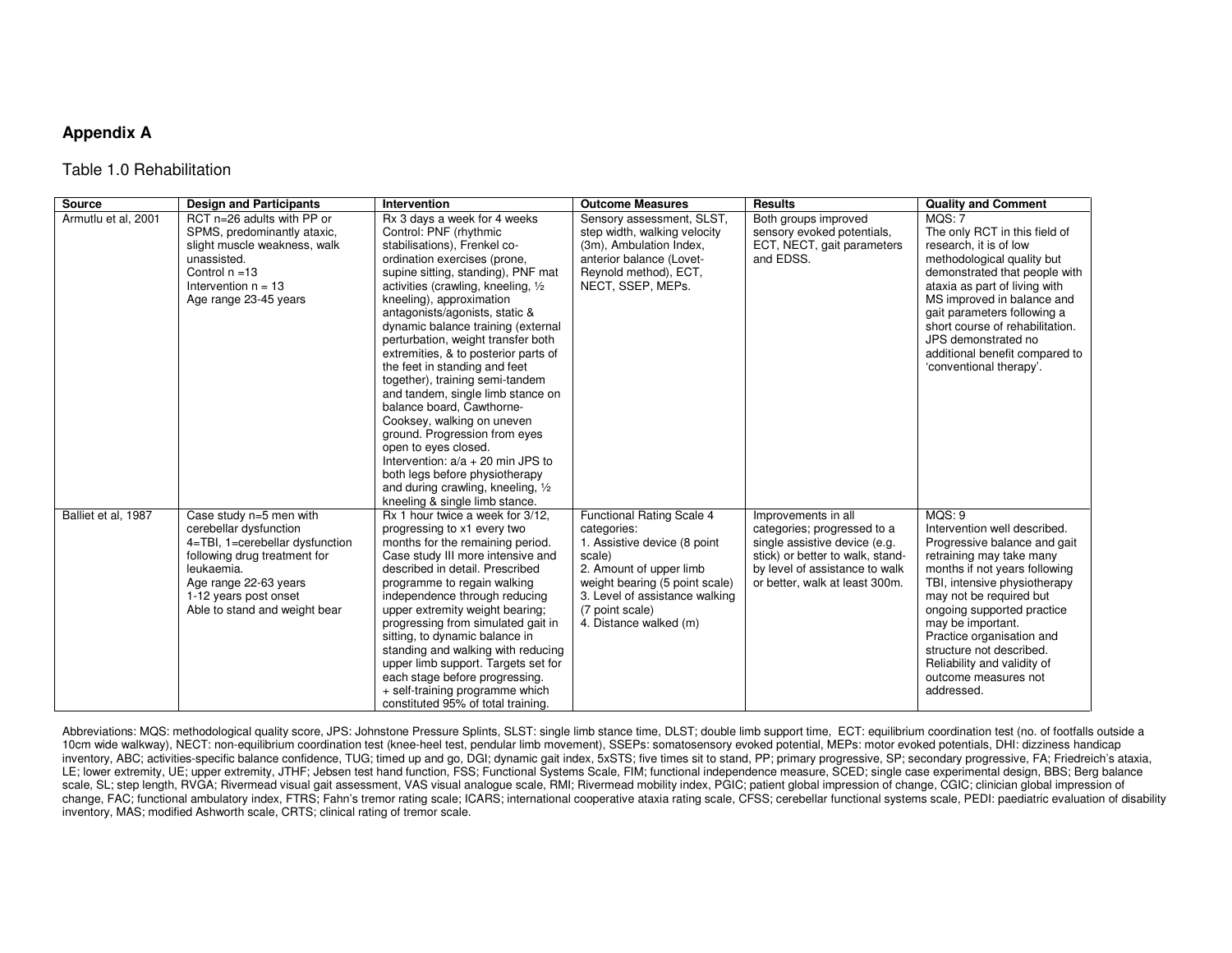## Appendix A

Table 1.0 Rehabilitation

| Source | Design and Participants | Intervention | Outcome Measures | Results | Quality and Comment |
|---|---|---|---|---|---|
| Armutlu et al, 2001 | RCT n=26 adults with PP or SPMS, predominantly ataxic, slight muscle weakness, walk unassisted.<br>Control n =13<br>Intervention n = 13<br>Age range 23-45 years | Rx 3 days a week for 4 weeks<br>Control: PNF (rhythmic stabilisations), Frenkel co-ordination exercises (prone, supine sitting, standing), PNF mat activities (crawling, kneeling, ½ kneeling), approximation antagonists/agonists, static & dynamic balance training (external perturbation, weight transfer both extremities, & to posterior parts of the feet in standing and feet together), training semi-tandem and tandem, single limb stance on balance board, Cawthorne-Cooksey, walking on uneven ground. Progression from eyes open to eyes closed.<br>Intervention: a/a + 20 min JPS to both legs before physiotherapy and during crawling, kneeling, ½ kneeling & single limb stance. | Sensory assessment, SLST, step width, walking velocity (3m), Ambulation Index, anterior balance (Lovet-Reynold method), ECT, NECT, SSEP, MEPs. | Both groups improved sensory evoked potentials, ECT, NECT, gait parameters and EDSS. | MQS: 7<br>The only RCT in this field of research, it is of low methodological quality but demonstrated that people with ataxia as part of living with MS improved in balance and gait parameters following a short course of rehabilitation. JPS demonstrated no additional benefit compared to 'conventional therapy'. |
| Balliet et al, 1987 | Case study n=5 men with cerebellar dysfunction<br>4=TBI, 1=cerebellar dysfunction following drug treatment for leukaemia.<br>Age range 22-63 years<br>1-12 years post onset<br>Able to stand and weight bear | Rx 1 hour twice a week for 3/12, progressing to x1 every two months for the remaining period. Case study III more intensive and described in detail. Prescribed programme to regain walking independence through reducing upper extremity weight bearing; progressing from simulated gait in sitting, to dynamic balance in standing and walking with reducing upper limb support. Targets set for each stage before progressing.<br>+ self-training programme which constituted 95% of total training. | Functional Rating Scale 4 categories:<br>1. Assistive device (8 point scale)<br>2. Amount of upper limb weight bearing (5 point scale)<br>3. Level of assistance walking (7 point scale)<br>4. Distance walked (m) | Improvements in all categories; progressed to a single assistive device (e.g. stick) or better to walk, stand-by level of assistance to walk or better, walk at least 300m. | MQS: 9<br>Intervention well described. Progressive balance and gait retraining may take many months if not years following TBI, intensive physiotherapy may not be required but ongoing supported practice may be important.<br>Practice organisation and structure not described.<br>Reliability and validity of outcome measures not addressed. |

Abbreviations: MQS: methodological quality score, JPS: Johnstone Pressure Splints, SLST: single limb stance time, DLST; double limb support time, ECT: equilibrium coordination test (no. of footfalls outside a 10cm wide walkway), NECT: non-equilibrium coordination test (knee-heel test, pendular limb movement), SSEPs: somatosensory evoked potential, MEPs: motor evoked potentials, DHI: dizziness handicap inventory, ABC; activities-specific balance confidence, TUG; timed up and go, DGI; dynamic gait index, 5xSTS; five times sit to stand, PP; primary progressive, SP; secondary progressive, FA; Friedreich's ataxia, LE; lower extremity, UE; upper extremity, JTHF; Jebsen test hand function, FSS; Functional Systems Scale, FIM; functional independence measure, SCED; single case experimental design, BBS; Berg balance scale, SL; step length, RVGA; Rivermead visual gait assessment, VAS visual analogue scale, RMI; Rivermead mobility index, PGIC; patient global impression of change, CGIC; clinician global impression of change, FAC; functional ambulatory index, FTRS; Fahn's tremor rating scale; ICARS; international cooperative ataxia rating scale, CFSS; cerebellar functional systems scale, PEDI: paediatric evaluation of disability inventory, MAS; modified Ashworth scale, CRTS; clinical rating of tremor scale.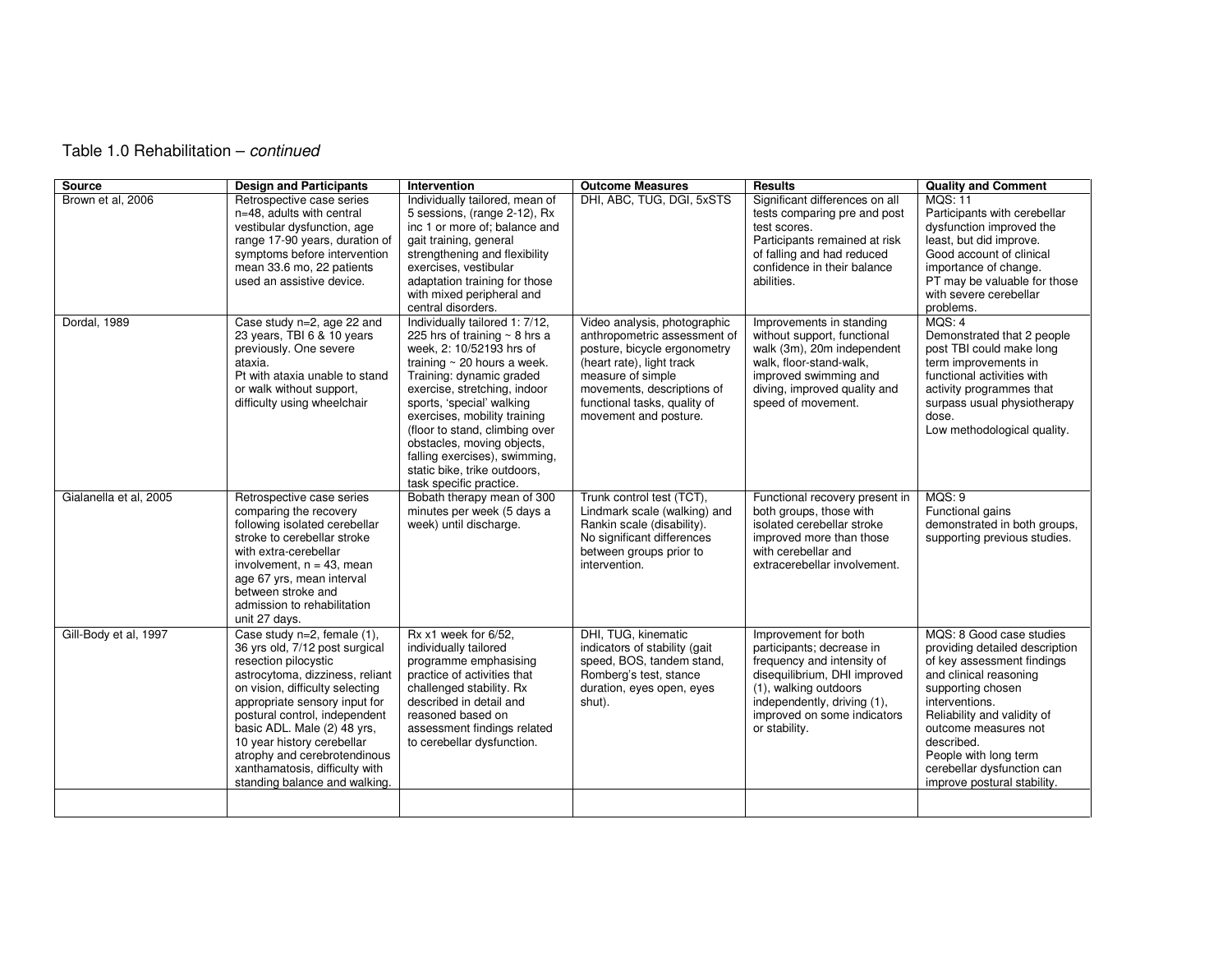Table 1.0 Rehabilitation – *continued*

| Source | Design and Participants | Intervention | Outcome Measures | Results | Quality and Comment |
|---|---|---|---|---|---|
| Brown et al, 2006 | Retrospective case series n=48, adults with central vestibular dysfunction, age range 17-90 years, duration of symptoms before intervention mean 33.6 mo, 22 patients used an assistive device. | Individually tailored, mean of 5 sessions, (range 2-12), Rx inc 1 or more of; balance and gait training, general strengthening and flexibility exercises, vestibular adaptation training for those with mixed peripheral and central disorders. | DHI, ABC, TUG, DGI, 5xSTS | Significant differences on all tests comparing pre and post test scores. Participants remained at risk of falling and had reduced confidence in their balance abilities. | MQS: 11 Participants with cerebellar dysfunction improved the least, but did improve. Good account of clinical importance of change. PT may be valuable for those with severe cerebellar problems. |
| Dordal, 1989 | Case study n=2, age 22 and 23 years, TBI 6 & 10 years previously. One severe ataxia. Pt with ataxia unable to stand or walk without support, difficulty using wheelchair | Individually tailored 1: 7/12, 225 hrs of training ~ 8 hrs a week, 2: 10/52193 hrs of training ~ 20 hours a week. Training: dynamic graded exercise, stretching, indoor sports, 'special' walking exercises, mobility training (floor to stand, climbing over obstacles, moving objects, falling exercises), swimming, static bike, trike outdoors, task specific practice. | Video analysis, photographic anthropometric assessment of posture, bicycle ergonometry (heart rate), light track measure of simple movements, descriptions of functional tasks, quality of movement and posture. | Improvements in standing without support, functional walk (3m), 20m independent walk, floor-stand-walk, improved swimming and diving, improved quality and speed of movement. | MQS: 4 Demonstrated that 2 people post TBI could make long term improvements in functional activities with activity programmes that surpass usual physiotherapy dose. Low methodological quality. |
| Gialanella et al, 2005 | Retrospective case series comparing the recovery following isolated cerebellar stroke to cerebellar stroke with extra-cerebellar involvement, n = 43, mean age 67 yrs, mean interval between stroke and admission to rehabilitation unit 27 days. | Bobath therapy mean of 300 minutes per week (5 days a week) until discharge. | Trunk control test (TCT), Lindmark scale (walking) and Rankin scale (disability). No significant differences between groups prior to intervention. | Functional recovery present in both groups, those with isolated cerebellar stroke improved more than those with cerebellar and extracerebellar involvement. | MQS: 9 Functional gains demonstrated in both groups, supporting previous studies. |
| Gill-Body et al, 1997 | Case study n=2, female (1), 36 yrs old, 7/12 post surgical resection pilocystic astrocytoma, dizziness, reliant on vision, difficulty selecting appropriate sensory input for postural control, independent basic ADL. Male (2) 48 yrs, 10 year history cerebellar atrophy and cerebrotendinous xanthamatosis, difficulty with standing balance and walking. | Rx x1 week for 6/52, individually tailored programme emphasising practice of activities that challenged stability. Rx described in detail and reasoned based on assessment findings related to cerebellar dysfunction. | DHI, TUG, kinematic indicators of stability (gait speed, BOS, tandem stand, Romberg's test, stance duration, eyes open, eyes shut). | Improvement for both participants; decrease in frequency and intensity of disequilibrium, DHI improved (1), walking outdoors independently, driving (1), improved on some indicators or stability. | MQS: 8 Good case studies providing detailed description of key assessment findings and clinical reasoning supporting chosen interventions. Reliability and validity of outcome measures not described. People with long term cerebellar dysfunction can improve postural stability. |
| | | | | | |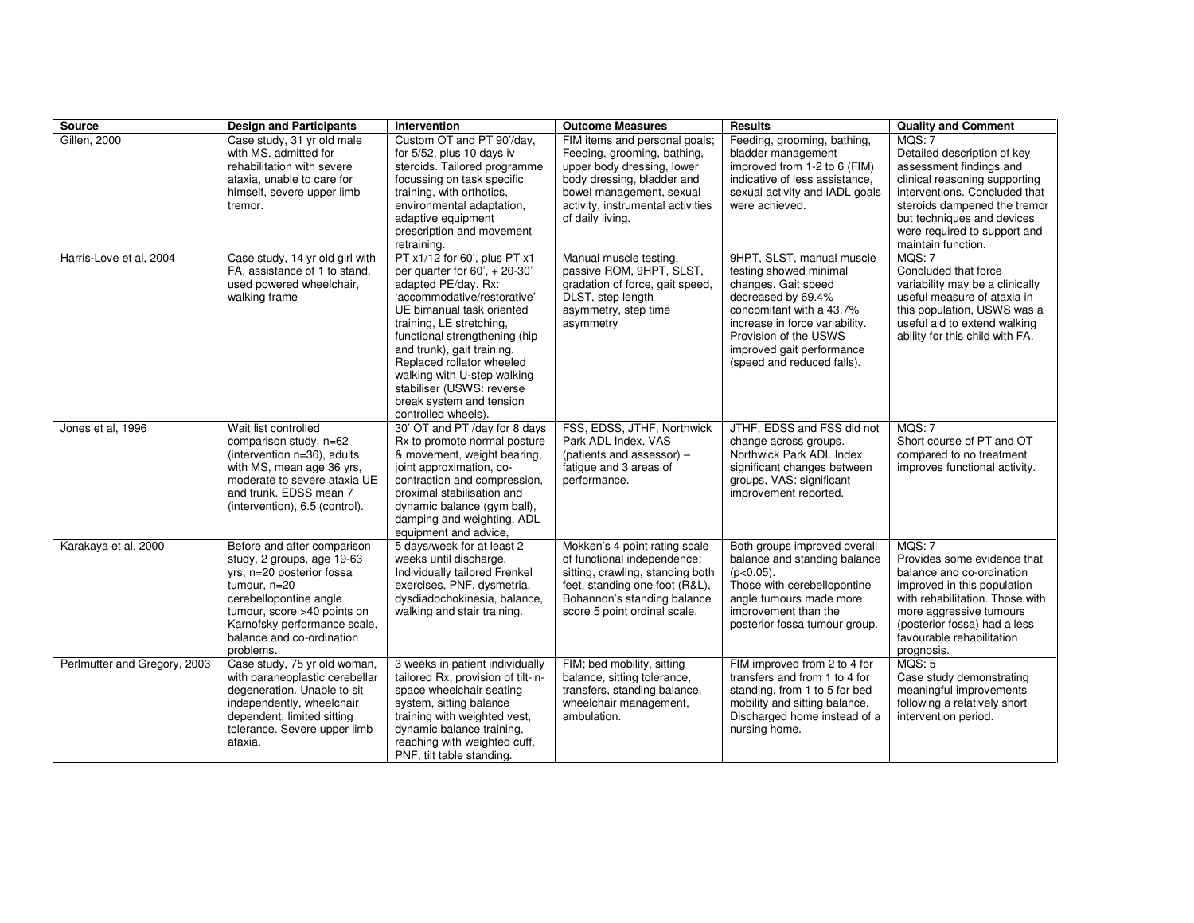| Source | Design and Participants | Intervention | Outcome Measures | Results | Quality and Comment |
|---|---|---|---|---|---|
| Gillen, 2000 | Case study, 31 yr old male with MS, admitted for rehabilitation with severe ataxia, unable to care for himself, severe upper limb tremor. | Custom OT and PT 90'/day, for 5/52, plus 10 days iv steroids. Tailored programme focussing on task specific training, with orthotics, environmental adaptation, adaptive equipment prescription and movement retraining. | FIM items and personal goals; Feeding, grooming, bathing, upper body dressing, lower body dressing, bladder and bowel management, sexual activity, instrumental activities of daily living. | Feeding, grooming, bathing, bladder management improved from 1-2 to 6 (FIM) indicative of less assistance, sexual activity and IADL goals were achieved. | MQS: 7<br>Detailed description of key assessment findings and clinical reasoning supporting interventions. Concluded that steroids dampened the tremor but techniques and devices were required to support and maintain function. |
| Harris-Love et al, 2004 | Case study, 14 yr old girl with FA, assistance of 1 to stand, used powered wheelchair, walking frame | PT x1/12 for 60', plus PT x1 per quarter for 60', + 20-30' adapted PE/day. Rx: 'accommodative/restorative' UE bimanual task oriented training, LE stretching, functional strengthening (hip and trunk), gait training. Replaced rollator wheeled walking with U-step walking stabiliser (USWS: reverse break system and tension controlled wheels). | Manual muscle testing, passive ROM, 9HPT, SLST, gradation of force, gait speed, DLST, step length asymmetry, step time asymmetry | 9HPT, SLST, manual muscle testing showed minimal changes. Gait speed decreased by 69.4% concomitant with a 43.7% increase in force variability. Provision of the USWS improved gait performance (speed and reduced falls). | MQS: 7<br>Concluded that force variability may be a clinically useful measure of ataxia in this population, USWS was a useful aid to extend walking ability for this child with FA. |
| Jones et al, 1996 | Wait list controlled comparison study, n=62 (intervention n=36), adults with MS, mean age 36 yrs, moderate to severe ataxia UE and trunk. EDSS mean 7 (intervention), 6.5 (control). | 30' OT and PT /day for 8 days Rx to promote normal posture & movement, weight bearing, joint approximation, co-contraction and compression, proximal stabilisation and dynamic balance (gym ball), damping and weighting, ADL equipment and advice, | FSS, EDSS, JTHF, Northwick Park ADL Index, VAS (patients and assessor) – fatigue and 3 areas of performance. | JTHF, EDSS and FSS did not change across groups. Northwick Park ADL Index significant changes between groups, VAS: significant improvement reported. | MQS: 7<br>Short course of PT and OT compared to no treatment improves functional activity. |
| Karakaya et al, 2000 | Before and after comparison study, 2 groups, age 19-63 yrs, n=20 posterior fossa tumour, n=20 cerebellopontine angle tumour, score >40 points on Karnofsky performance scale, balance and co-ordination problems. | 5 days/week for at least 2 weeks until discharge. Individually tailored Frenkel exercises, PNF, dysmetria, dysdiadochokinesia, balance, walking and stair training. | Mokken's 4 point rating scale of functional independence; sitting, crawling, standing both feet, standing one foot (R&L), Bohannon's standing balance score 5 point ordinal scale. | Both groups improved overall balance and standing balance ($p<0.05$).<br>Those with cerebellopontine angle tumours made more improvement than the posterior fossa tumour group. | MQS: 7<br>Provides some evidence that balance and co-ordination improved in this population with rehabilitation. Those with more aggressive tumours (posterior fossa) had a less favourable rehabilitation prognosis. |
| Perlmutter and Gregory, 2003 | Case study, 75 yr old woman, with paraneoplastic cerebellar degeneration. Unable to sit independently, wheelchair dependent, limited sitting tolerance. Severe upper limb ataxia. | 3 weeks in patient individually tailored Rx, provision of tilt-in-space wheelchair seating system, sitting balance training with weighted vest, dynamic balance training, reaching with weighted cuff, PNF, tilt table standing. | FIM; bed mobility, sitting balance, sitting tolerance, transfers, standing balance, wheelchair management, ambulation. | FIM improved from 2 to 4 for transfers and from 1 to 4 for standing, from 1 to 5 for bed mobility and sitting balance. Discharged home instead of a nursing home. | MQS: 5<br>Case study demonstrating meaningful improvements following a relatively short intervention period. |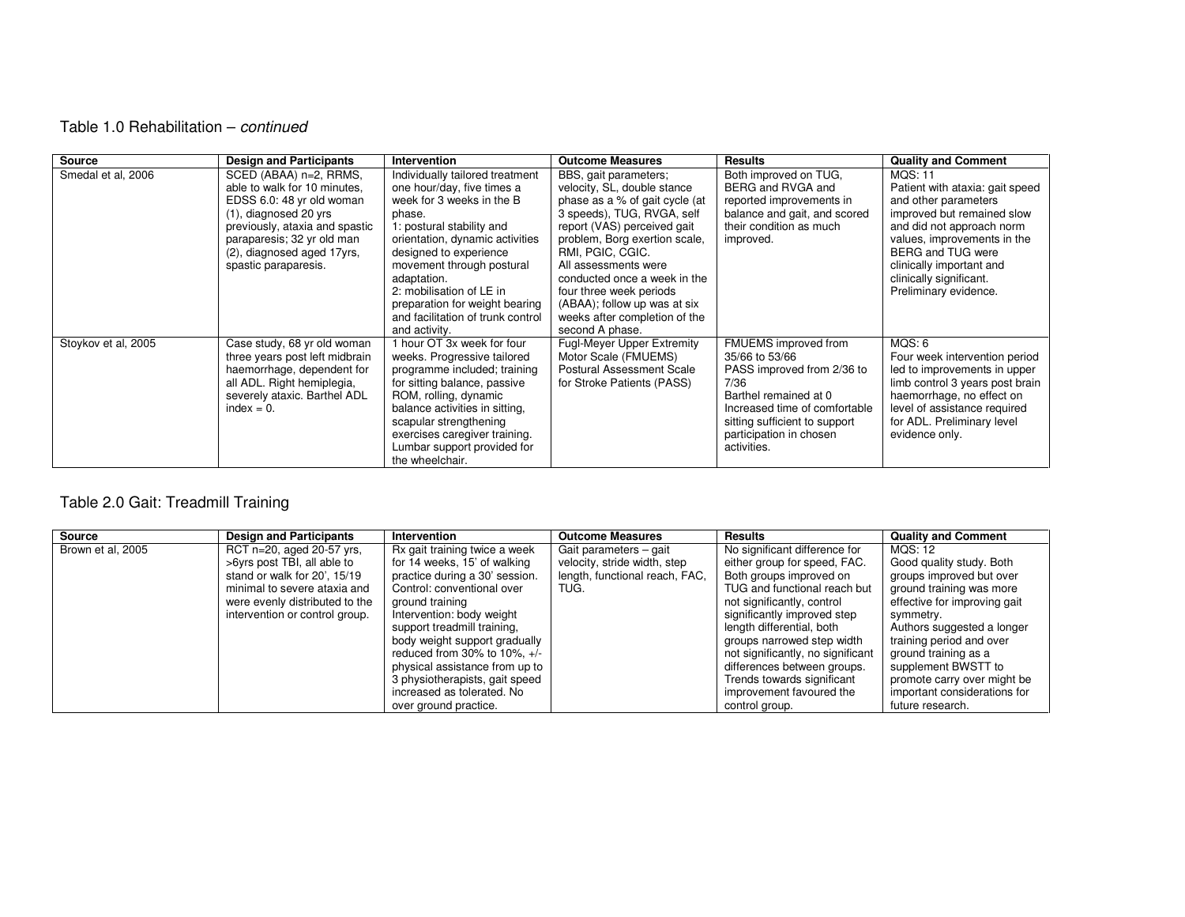## Table 1.0 Rehabilitation – *continued*

| Source | Design and Participants | Intervention | Outcome Measures | Results | Quality and Comment |
|---|---|---|---|---|---|
| Smedal et al, 2006 | SCED (ABAA) n=2, RRMS, able to walk for 10 minutes, EDSS 6.0: 48 yr old woman (1), diagnosed 20 yrs previously, ataxia and spastic paraparesis; 32 yr old man (2), diagnosed aged 17yrs, spastic paraparesis. | Individually tailored treatment one hour/day, five times a week for 3 weeks in the B phase. 1: postural stability and orientation, dynamic activities designed to experience movement through postural adaptation. 2: mobilisation of LE in preparation for weight bearing and facilitation of trunk control and activity. | BBS, gait parameters; velocity, SL, double stance phase as a % of gait cycle (at 3 speeds), TUG, RVGA, self report (VAS) perceived gait problem, Borg exertion scale, RMI, PGIC, CGIC. All assessments were conducted once a week in the four three week periods (ABAA); follow up was at six weeks after completion of the second A phase. | Both improved on TUG, BERG and RVGA and reported improvements in balance and gait, and scored their condition as much improved. | MQS: 11 Patient with ataxia: gait speed and other parameters improved but remained slow and did not approach norm values, improvements in the BERG and TUG were clinically important and clinically significant. Preliminary evidence. |
| Stoykov et al, 2005 | Case study, 68 yr old woman three years post left midbrain haemorrhage, dependent for all ADL. Right hemiplegia, severely ataxic. Barthel ADL index = 0. | 1 hour OT 3x week for four weeks. Progressive tailored programme included; training for sitting balance, passive ROM, rolling, dynamic balance activities in sitting, scapular strengthening exercises caregiver training. Lumbar support provided for the wheelchair. | Fugl-Meyer Upper Extremity Motor Scale (FMUEMS) Postural Assessment Scale for Stroke Patients (PASS) | FMUEMS improved from 35/66 to 53/66 PASS improved from 2/36 to 7/36 Barthel remained at 0 Increased time of comfortable sitting sufficient to support participation in chosen activities. | MQS: 6 Four week intervention period led to improvements in upper limb control 3 years post brain haemorrhage, no effect on level of assistance required for ADL. Preliminary level evidence only. |

## Table 2.0 Gait: Treadmill Training

| Source | Design and Participants | Intervention | Outcome Measures | Results | Quality and Comment |
|---|---|---|---|---|---|
| Brown et al, 2005 | RCT n=20, aged 20-57 yrs, >6yrs post TBI, all able to stand or walk for 20', 15/19 minimal to severe ataxia and were evenly distributed to the intervention or control group. | Rx gait training twice a week for 14 weeks, 15' of walking practice during a 30' session. Control: conventional over ground training Intervention: body weight support treadmill training, body weight support gradually reduced from 30% to 10%, +/- physical assistance from up to 3 physiotherapists, gait speed increased as tolerated. No over ground practice. | Gait parameters – gait velocity, stride width, step length, functional reach, FAC, TUG. | No significant difference for either group for speed, FAC. Both groups improved on TUG and functional reach but not significantly, control significantly improved step length differential, both groups narrowed step width not significantly, no significant differences between groups. Trends towards significant improvement favoured the control group. | MQS: 12 Good quality study. Both groups improved but over ground training was more effective for improving gait symmetry. Authors suggested a longer training period and over ground training as a supplement BWSTT to promote carry over might be important considerations for future research. |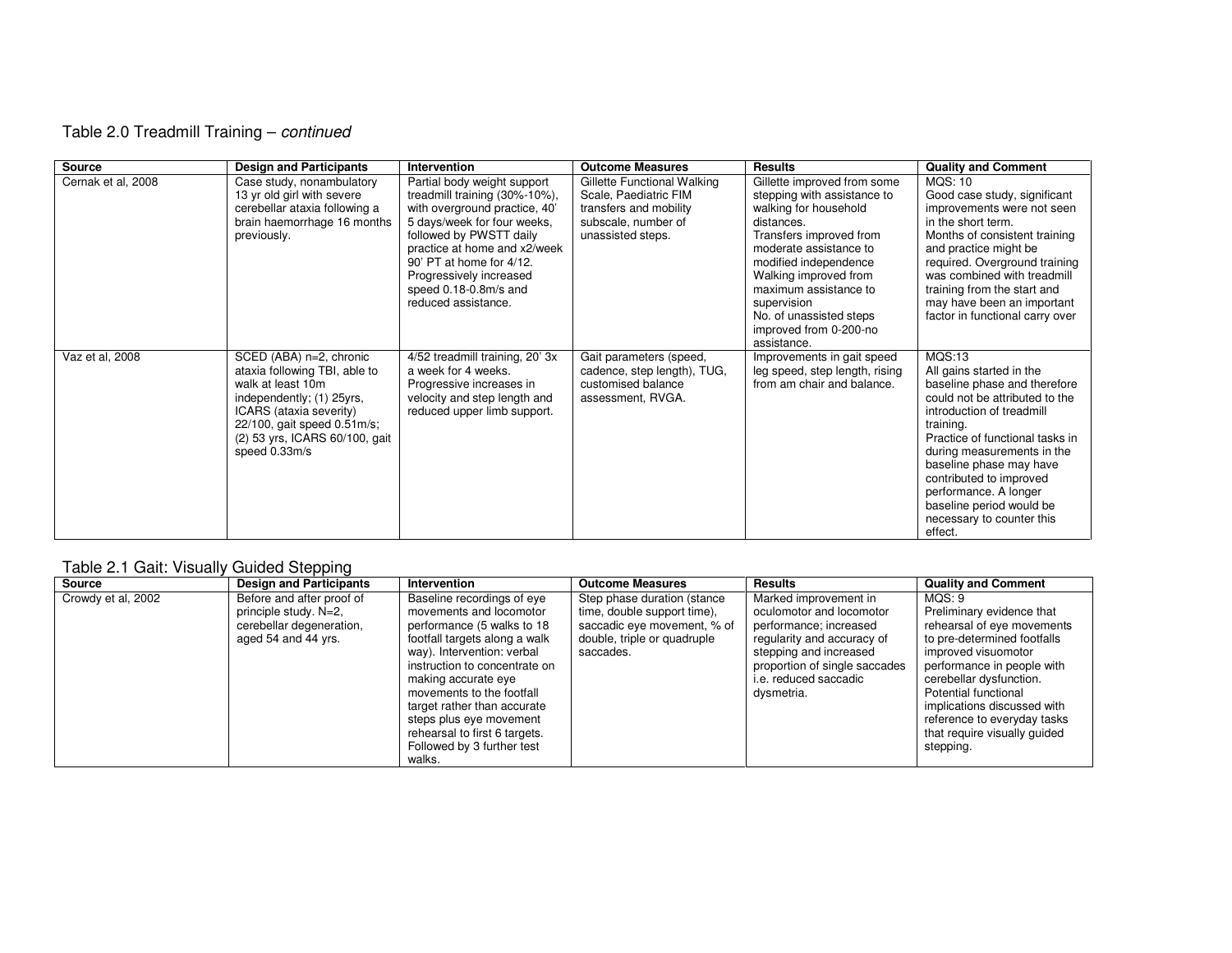Table 2.0 Treadmill Training – *continued*

| Source | Design and Participants | Intervention | Outcome Measures | Results | Quality and Comment |
|---|---|---|---|---|---|
| Cernak et al, 2008 | Case study, nonambulatory 13 yr old girl with severe cerebellar ataxia following a brain haemorrhage 16 months previously. | Partial body weight support treadmill training (30%-10%), with overground practice, 40' 5 days/week for four weeks, followed by PWSTT daily practice at home and x2/week 90' PT at home for 4/12. Progressively increased speed 0.18-0.8m/s and reduced assistance. | Gillette Functional Walking Scale, Paediatric FIM transfers and mobility subscale, number of unassisted steps. | Gillette improved from some stepping with assistance to walking for household distances. Transfers improved from moderate assistance to modified independence Walking improved from maximum assistance to supervision No. of unassisted steps improved from 0-200-no assistance. | MQS: 10 Good case study, significant improvements were not seen in the short term. Months of consistent training and practice might be required. Overground training was combined with treadmill training from the start and may have been an important factor in functional carry over |
| Vaz et al, 2008 | SCED (ABA) n=2, chronic ataxia following TBI, able to walk at least 10m independently; (1) 25yrs, ICARS (ataxia severity) 22/100, gait speed 0.51m/s; (2) 53 yrs, ICARS 60/100, gait speed 0.33m/s | 4/52 treadmill training, 20' 3x a week for 4 weeks. Progressive increases in velocity and step length and reduced upper limb support. | Gait parameters (speed, cadence, step length), TUG, customised balance assessment, RVGA. | Improvements in gait speed leg speed, step length, rising from am chair and balance. | MQS:13 All gains started in the baseline phase and therefore could not be attributed to the introduction of treadmill training. Practice of functional tasks in during measurements in the baseline phase may have contributed to improved performance. A longer baseline period would be necessary to counter this effect. |

Table 2.1 Gait: Visually Guided Stepping

| Source | Design and Participants | Intervention | Outcome Measures | Results | Quality and Comment |
|---|---|---|---|---|---|
| Crowdy et al, 2002 | Before and after proof of principle study. N=2, cerebellar degeneration, aged 54 and 44 yrs. | Baseline recordings of eye movements and locomotor performance (5 walks to 18 footfall targets along a walk way). Intervention: verbal instruction to concentrate on making accurate eye movements to the footfall target rather than accurate steps plus eye movement rehearsal to first 6 targets. Followed by 3 further test walks. | Step phase duration (stance time, double support time), saccadic eye movement, % of double, triple or quadruple saccades. | Marked improvement in oculomotor and locomotor performance; increased regularity and accuracy of stepping and increased proportion of single saccades i.e. reduced saccadic dysmetria. | MQS: 9 Preliminary evidence that rehearsal of eye movements to pre-determined footfalls improved visuomotor performance in people with cerebellar dysfunction. Potential functional implications discussed with reference to everyday tasks that require visually guided stepping. |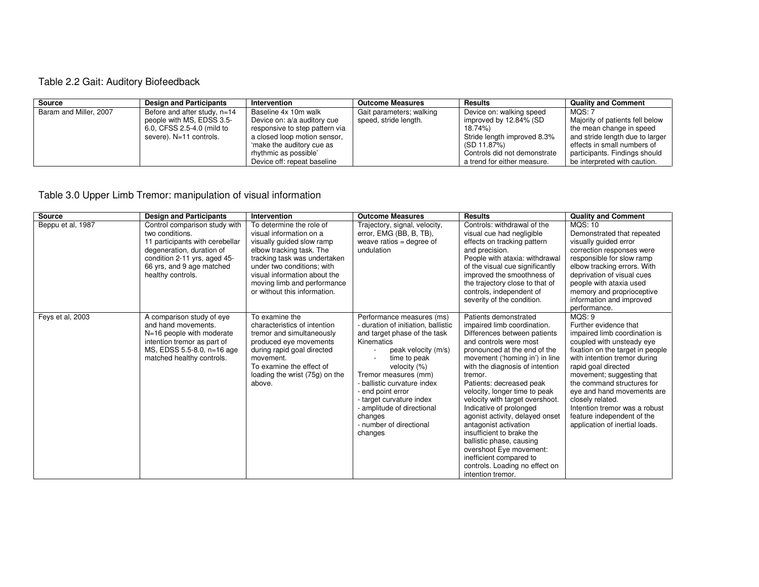## Table 2.2 Gait: Auditory Biofeedback

| Source | Design and Participants | Intervention | Outcome Measures | Results | Quality and Comment |
|---|---|---|---|---|---|
| Baram and Miller, 2007 | Before and after study, n=14 people with MS, EDSS 3.5-6.0, CFSS 2.5-4.0 (mild to severe). N=11 controls. | Baseline 4x 10m walk<br>Device on: a/a auditory cue responsive to step pattern via a closed loop motion sensor, 'make the auditory cue as rhythmic as possible'<br>Device off: repeat baseline | Gait parameters; walking speed, stride length. | Device on: walking speed improved by 12.84% (SD 18.74%)<br>Stride length improved 8.3% (SD 11.87%)<br>Controls did not demonstrate a trend for either measure. | MQS: 7<br>Majority of patients fell below the mean change in speed and stride length due to larger effects in small numbers of participants. Findings should be interpreted with caution. |

## Table 3.0 Upper Limb Tremor: manipulation of visual information

| Source | Design and Participants | Intervention | Outcome Measures | Results | Quality and Comment |
|---|---|---|---|---|---|
| Beppu et al, 1987 | Control comparison study with two conditions.<br>11 participants with cerebellar degeneration, duration of condition 2-11 yrs, aged 45-66 yrs, and 9 age matched healthy controls. | To determine the role of visual information on a visually guided slow ramp elbow tracking task. The tracking task was undertaken under two conditions; with visual information about the moving limb and performance or without this information. | Trajectory, signal, velocity, error, EMG (BB, B, TB), weave ratios = degree of undulation | Controls: withdrawal of the visual cue had negligible effects on tracking pattern and precision.<br>People with ataxia: withdrawal of the visual cue significantly improved the smoothness of the trajectory close to that of controls, independent of severity of the condition. | MQS: 10<br>Demonstrated that repeated visually guided error correction responses were responsible for slow ramp elbow tracking errors. With deprivation of visual cues people with ataxia used memory and proprioceptive information and improved performance. |
| Feys et al, 2003 | A comparison study of eye and hand movements.<br>N=16 people with moderate intention tremor as part of MS, EDSS 5.5-8.0, n=16 age matched healthy controls. | To examine the characteristics of intention tremor and simultaneously produced eye movements during rapid goal directed movement.<br>To examine the effect of loading the wrist (75g) on the above. | Performance measures (ms)<br>- duration of initiation, ballistic and target phase of the task<br>Kinematics<br>- peak velocity (m/s)<br>- time to peak velocity (%)<br>Tremor measures (mm)<br>- ballistic curvature index<br>- end point error<br>- target curvature index<br>- amplitude of directional changes<br>- number of directional changes | Patients demonstrated impaired limb coordination. Differences between patients and controls were most pronounced at the end of the movement ('homing in') in line with the diagnosis of intention tremor.<br>Patients: decreased peak velocity, longer time to peak velocity with target overshoot. Indicative of prolonged agonist activity, delayed onset antagonist activation insufficient to brake the ballistic phase, causing overshoot Eye movement: inefficient compared to controls. Loading no effect on intention tremor. | MQS: 9<br>Further evidence that impaired limb coordination is coupled with unsteady eye fixation on the target in people with intention tremor during rapid goal directed movement; suggesting that the command structures for eye and hand movements are closely related.<br>Intention tremor was a robust feature independent of the application of inertial loads. |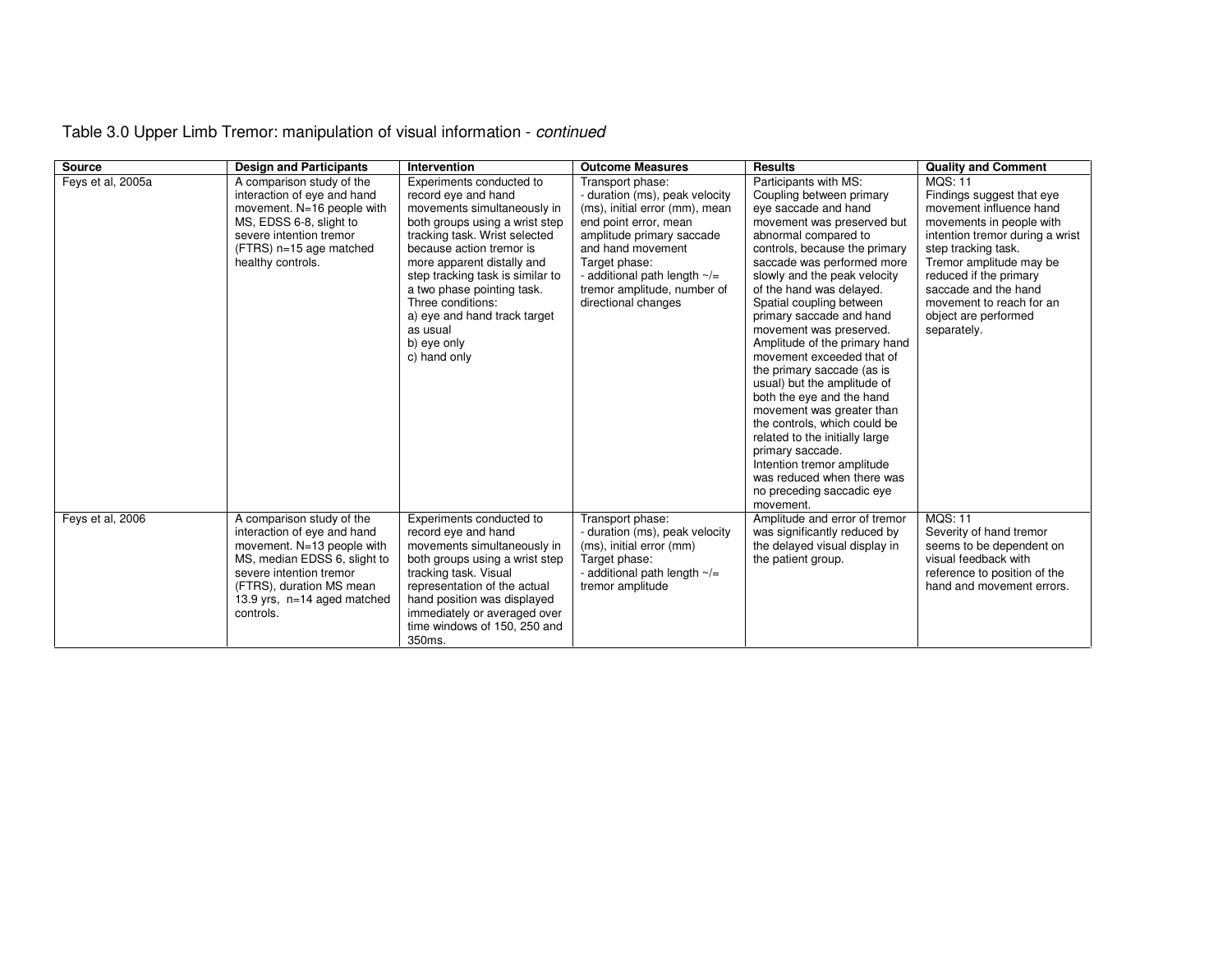Table 3.0 Upper Limb Tremor: manipulation of visual information - *continued*

| Source | Design and Participants | Intervention | Outcome Measures | Results | Quality and Comment |
|---|---|---|---|---|---|
| Feys et al, 2005a | A comparison study of the interaction of eye and hand movement. N=16 people with MS, EDSS 6-8, slight to severe intention tremor (FTRS) n=15 age matched healthy controls. | Experiments conducted to record eye and hand movements simultaneously in both groups using a wrist step tracking task. Wrist selected because action tremor is more apparent distally and step tracking task is similar to a two phase pointing task. Three conditions: a) eye and hand track target as usual b) eye only c) hand only | Transport phase: - duration (ms), peak velocity (ms), initial error (mm), mean end point error, mean amplitude primary saccade and hand movement Target phase: - additional path length ~/= tremor amplitude, number of directional changes | Participants with MS: Coupling between primary eye saccade and hand movement was preserved but abnormal compared to controls, because the primary saccade was performed more slowly and the peak velocity of the hand was delayed. Spatial coupling between primary saccade and hand movement was preserved. Amplitude of the primary hand movement exceeded that of the primary saccade (as is usual) but the amplitude of both the eye and the hand movement was greater than the controls, which could be related to the initially large primary saccade. Intention tremor amplitude was reduced when there was no preceding saccadic eye movement. | MQS: 11 Findings suggest that eye movement influence hand movements in people with intention tremor during a wrist step tracking task. Tremor amplitude may be reduced if the primary saccade and the hand movement to reach for an object are performed separately. |
| Feys et al, 2006 | A comparison study of the interaction of eye and hand movement. N=13 people with MS, median EDSS 6, slight to severe intention tremor (FTRS), duration MS mean 13.9 yrs, n=14 aged matched controls. | Experiments conducted to record eye and hand movements simultaneously in both groups using a wrist step tracking task. Visual representation of the actual hand position was displayed immediately or averaged over time windows of 150, 250 and 350ms. | Transport phase: - duration (ms), peak velocity (ms), initial error (mm) Target phase: - additional path length ~/= tremor amplitude | Amplitude and error of tremor was significantly reduced by the delayed visual display in the patient group. | MQS: 11 Severity of hand tremor seems to be dependent on visual feedback with reference to position of the hand and movement errors. |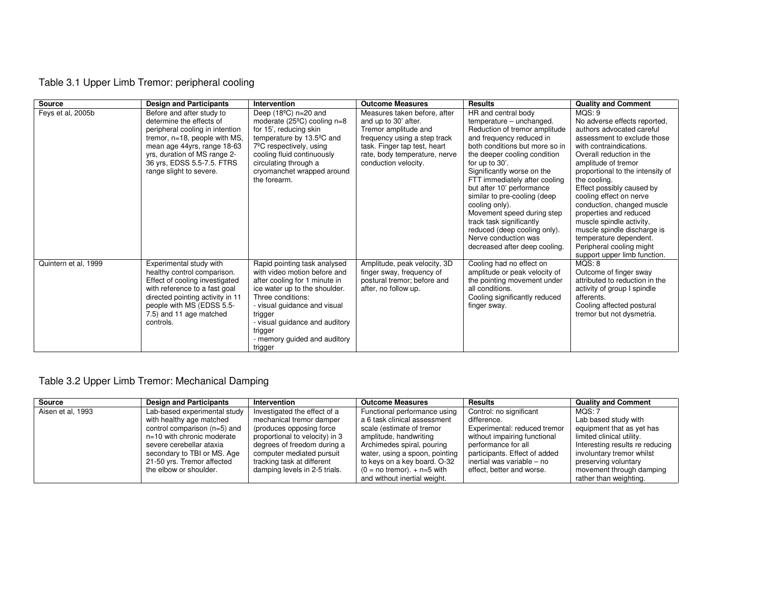Table 3.1 Upper Limb Tremor: peripheral cooling

| Source | Design and Participants | Intervention | Outcome Measures | Results | Quality and Comment |
|---|---|---|---|---|---|
| Feys et al, 2005b | Before and after study to determine the effects of peripheral cooling in intention tremor, n=18, people with MS, mean age 44yrs, range 18-63 yrs, duration of MS range 2-36 yrs, EDSS 5.5-7.5. FTRS range slight to severe. | Deep (18ºC) n=20 and moderate (25ºC) cooling n=8 for 15', reducing skin temperature by 13.5ºC and 7ºC respectively, using cooling fluid continuously circulating through a cryomanchet wrapped around the forearm. | Measures taken before, after and up to 30' after. Tremor amplitude and frequency using a step track task. Finger tap test, heart rate, body temperature, nerve conduction velocity. | HR and central body temperature – unchanged. Reduction of tremor amplitude and frequency reduced in both conditions but more so in the deeper cooling condition for up to 30'. Significantly worse on the FTT immediately after cooling but after 10' performance similar to pre-cooling (deep cooling only). Movement speed during step track task significantly reduced (deep cooling only). Nerve conduction was decreased after deep cooling. | MQS: 9 No adverse effects reported, authors advocated careful assessment to exclude those with contraindications. Overall reduction in the amplitude of tremor proportional to the intensity of the cooling. Effect possibly caused by cooling effect on nerve conduction, changed muscle properties and reduced muscle spindle activity, muscle spindle discharge is temperature dependent. Peripheral cooling might support upper limb function. |
| Quintern et al, 1999 | Experimental study with healthy control comparison. Effect of cooling investigated with reference to a fast goal directed pointing activity in 11 people with MS (EDSS 5.5-7.5) and 11 age matched controls. | Rapid pointing task analysed with video motion before and after cooling for 1 minute in ice water up to the shoulder. Three conditions:<br>- visual guidance and visual trigger<br>- visual guidance and auditory trigger<br>- memory guided and auditory trigger | Amplitude, peak velocity, 3D finger sway, frequency of postural tremor; before and after, no follow up. | Cooling had no effect on amplitude or peak velocity of the pointing movement under all conditions. Cooling significantly reduced finger sway. | MQS: 8 Outcome of finger sway attributed to reduction in the activity of group I spindle afferents. Cooling affected postural tremor but not dysmetria. |

Table 3.2 Upper Limb Tremor: Mechanical Damping

| Source | Design and Participants | Intervention | Outcome Measures | Results | Quality and Comment |
|---|---|---|---|---|---|
| Aisen et al, 1993 | Lab-based experimental study with healthy age matched control comparison (n=5) and n=10 with chronic moderate severe cerebellar ataxia secondary to TBI or MS. Age 21-50 yrs. Tremor affected the elbow or shoulder. | Investigated the effect of a mechanical tremor damper (produces opposing force proportional to velocity) in 3 degrees of freedom during a computer mediated pursuit tracking task at different damping levels in 2-5 trials. | Functional performance using a 6 task clinical assessment scale (estimate of tremor amplitude, handwriting Archimedes spiral, pouring water, using a spoon, pointing to keys on a key board. O-32 (0 = no tremor). + n=5 with and without inertial weight. | Control: no significant difference. Experimental: reduced tremor without impairing functional performance for all participants. Effect of added inertial was variable – no effect, better and worse. | MQS: 7 Lab based study with equipment that as yet has limited clinical utility. Interesting results re reducing involuntary tremor whilst preserving voluntary movement through damping rather than weighting. |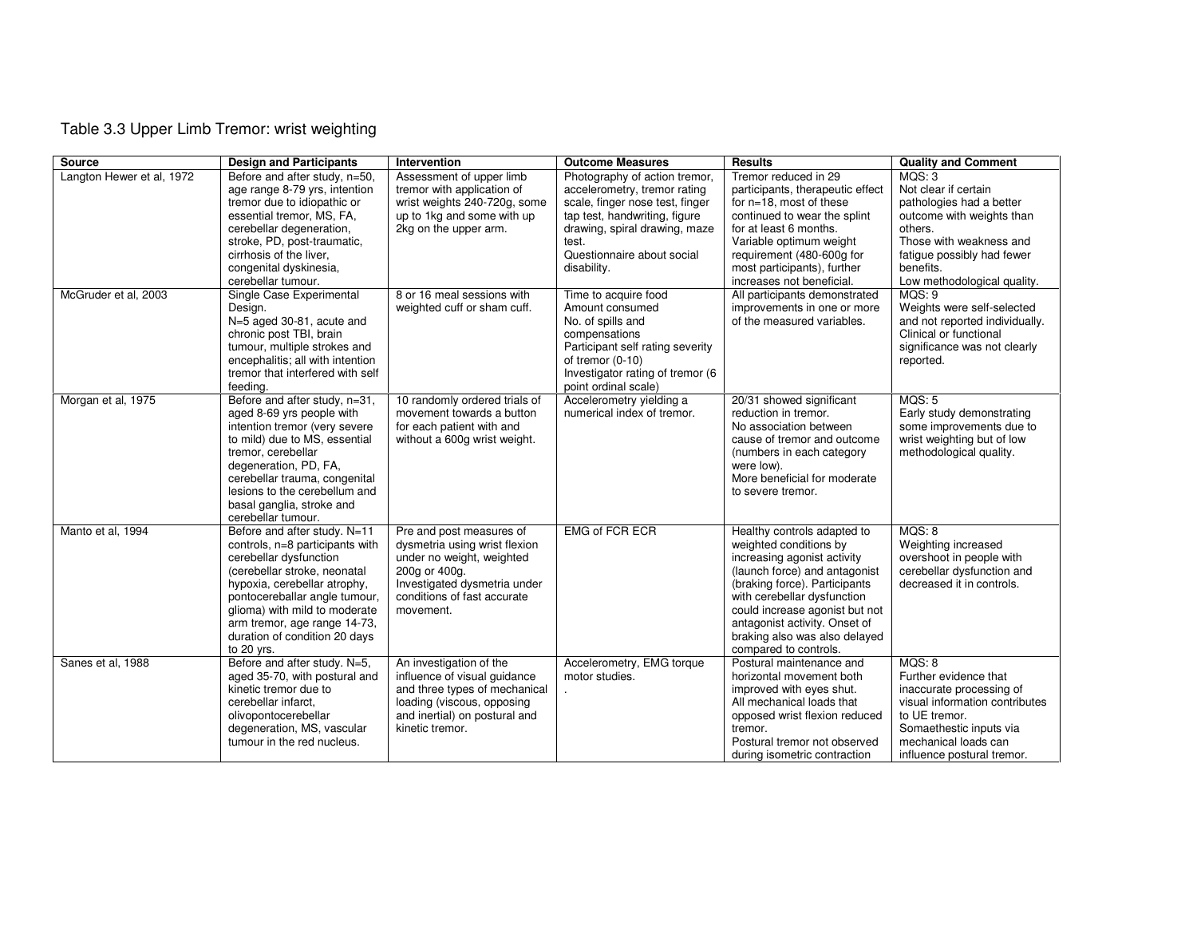Table 3.3 Upper Limb Tremor: wrist weighting

| Source | Design and Participants | Intervention | Outcome Measures | Results | Quality and Comment |
|---|---|---|---|---|---|
| Langton Hewer et al, 1972 | Before and after study, n=50, age range 8-79 yrs, intention tremor due to idiopathic or essential tremor, MS, FA, cerebellar degeneration, stroke, PD, post-traumatic, cirrhosis of the liver, congenital dyskinesia, cerebellar tumour. | Assessment of upper limb tremor with application of wrist weights 240-720g, some up to 1kg and some with up 2kg on the upper arm. | Photography of action tremor, accelerometry, tremor rating scale, finger nose test, finger tap test, handwriting, figure drawing, spiral drawing, maze test.<br>Questionnaire about social disability. | Tremor reduced in 29 participants, therapeutic effect for n=18, most of these continued to wear the splint for at least 6 months.<br>Variable optimum weight requirement (480-600g for most participants), further increases not beneficial. | MQS: 3<br>Not clear if certain pathologies had a better outcome with weights than others.<br>Those with weakness and fatigue possibly had fewer benefits.<br>Low methodological quality. |
| McGruder et al, 2003 | Single Case Experimental Design.<br>N=5 aged 30-81, acute and chronic post TBI, brain tumour, multiple strokes and encephalitis; all with intention tremor that interfered with self feeding. | 8 or 16 meal sessions with weighted cuff or sham cuff. | Time to acquire food<br>Amount consumed<br>No. of spills and compensations<br>Participant self rating severity of tremor (0-10)<br>Investigator rating of tremor (6 point ordinal scale) | All participants demonstrated improvements in one or more of the measured variables. | MQS: 9<br>Weights were self-selected and not reported individually.<br>Clinical or functional significance was not clearly reported. |
| Morgan et al, 1975 | Before and after study, n=31, aged 8-69 yrs people with intention tremor (very severe to mild) due to MS, essential tremor, cerebellar degeneration, PD, FA, cerebellar trauma, congenital lesions to the cerebellum and basal ganglia, stroke and cerebellar tumour. | 10 randomly ordered trials of movement towards a button for each patient with and without a 600g wrist weight. | Accelerometry yielding a numerical index of tremor. | 20/31 showed significant reduction in tremor.<br>No association between cause of tremor and outcome (numbers in each category were low).<br>More beneficial for moderate to severe tremor. | MQS: 5<br>Early study demonstrating some improvements due to wrist weighting but of low methodological quality. |
| Manto et al, 1994 | Before and after study. N=11 controls, n=8 participants with cerebellar dysfunction (cerebellar stroke, neonatal hypoxia, cerebellar atrophy, pontocereballar angle tumour, glioma) with mild to moderate arm tremor, age range 14-73, duration of condition 20 days to 20 yrs. | Pre and post measures of dysmetria using wrist flexion under no weight, weighted 200g or 400g.<br>Investigated dysmetria under conditions of fast accurate movement. | EMG of FCR ECR | Healthy controls adapted to weighted conditions by increasing agonist activity (launch force) and antagonist (braking force). Participants with cerebellar dysfunction could increase agonist but not antagonist activity. Onset of braking also was also delayed compared to controls. | MQS: 8<br>Weighting increased overshoot in people with cerebellar dysfunction and decreased it in controls. |
| Sanes et al, 1988 | Before and after study. N=5, aged 35-70, with postural and kinetic tremor due to cerebellar infarct, olivopontocerebellar degeneration, MS, vascular tumour in the red nucleus. | An investigation of the influence of visual guidance and three types of mechanical loading (viscous, opposing and inertial) on postural and kinetic tremor. | Accelerometry, EMG torque motor studies.<br>. | Postural maintenance and horizontal movement both improved with eyes shut.<br>All mechanical loads that opposed wrist flexion reduced tremor.<br>Postural tremor not observed during isometric contraction | MQS: 8<br>Further evidence that inaccurate processing of visual information contributes to UE tremor.<br>Somaethestic inputs via mechanical loads can influence postural tremor. |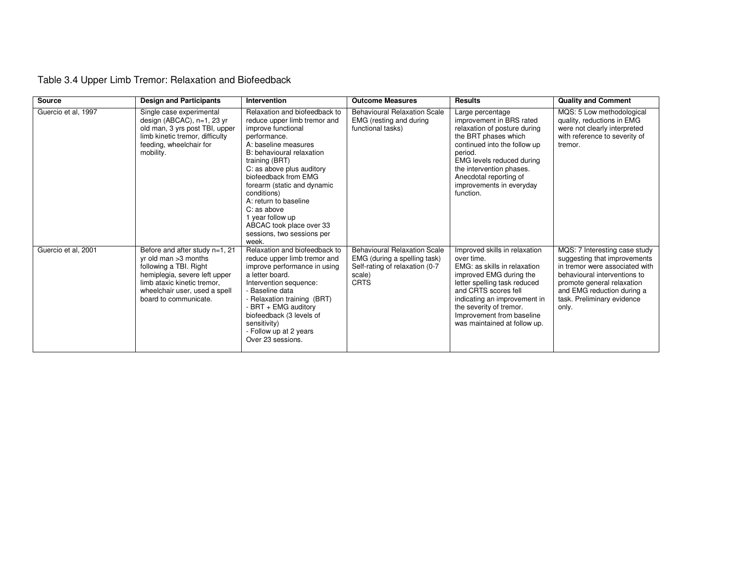Table 3.4 Upper Limb Tremor: Relaxation and Biofeedback

| Source | Design and Participants | Intervention | Outcome Measures | Results | Quality and Comment |
|---|---|---|---|---|---|
| Guercio et al, 1997 | Single case experimental design (ABCAC), n=1, 23 yr old man, 3 yrs post TBI, upper limb kinetic tremor, difficulty feeding, wheelchair for mobility. | Relaxation and biofeedback to reduce upper limb tremor and improve functional performance.<br>A: baseline measures<br>B: behavioural relaxation training (BRT)<br>C: as above plus auditory biofeedback from EMG forearm (static and dynamic conditions)<br>A: return to baseline<br>C: as above<br>1 year follow up<br>ABCAC took place over 33 sessions, two sessions per week. | Behavioural Relaxation Scale<br>EMG (resting and during functional tasks) | Large percentage improvement in BRS rated relaxation of posture during the BRT phases which continued into the follow up period.<br>EMG levels reduced during the intervention phases.<br>Anecdotal reporting of improvements in everyday function. | MQS: 5 Low methodological quality, reductions in EMG were not clearly interpreted with reference to severity of tremor. |
| Guercio et al, 2001 | Before and after study n=1, 21 yr old man >3 months following a TBI. Right hemiplegia, severe left upper limb ataxic kinetic tremor, wheelchair user, used a spell board to communicate. | Relaxation and biofeedback to reduce upper limb tremor and improve performance in using a letter board.<br>Intervention sequence:<br>- Baseline data<br>- Relaxation training (BRT)<br>- BRT + EMG auditory biofeedback (3 levels of sensitivity)<br>- Follow up at 2 years<br>Over 23 sessions. | Behavioural Relaxation Scale<br>EMG (during a spelling task)<br>Self-rating of relaxation (0-7 scale)<br>CRTS | Improved skills in relaxation over time.<br>EMG: as skills in relaxation improved EMG during the letter spelling task reduced and CRTS scores fell indicating an improvement in the severity of tremor.<br>Improvement from baseline was maintained at follow up. | MQS: 7 Interesting case study suggesting that improvements in tremor were associated with behavioural interventions to promote general relaxation and EMG reduction during a task. Preliminary evidence only. |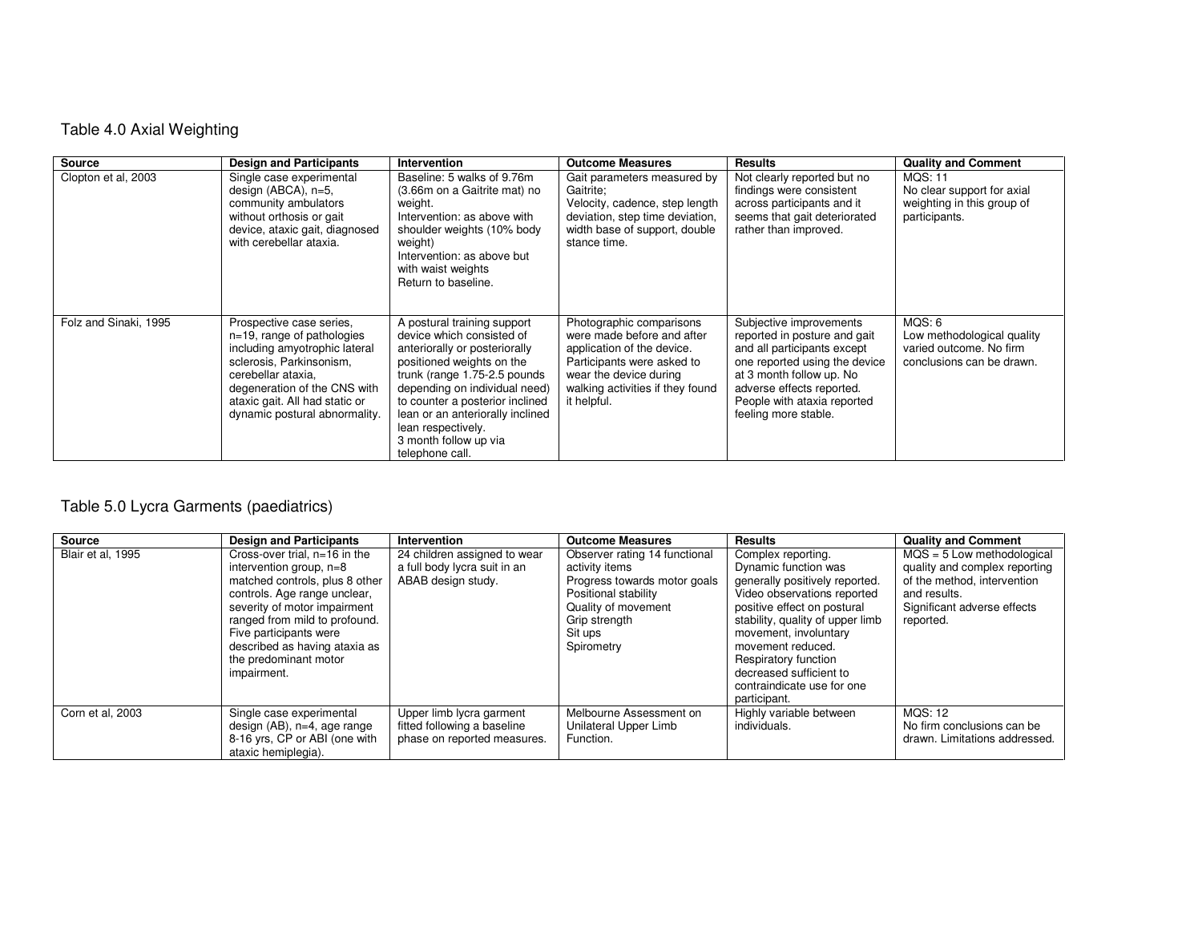Table 4.0 Axial Weighting

| Source | Design and Participants | Intervention | Outcome Measures | Results | Quality and Comment |
|---|---|---|---|---|---|
| Clopton et al, 2003 | Single case experimental design (ABCA), n=5, community ambulators without orthosis or gait device, ataxic gait, diagnosed with cerebellar ataxia. | Baseline: 5 walks of 9.76m (3.66m on a Gaitrite mat) no weight.<br>Intervention: as above with shoulder weights (10% body weight)<br>Intervention: as above but with waist weights<br>Return to baseline. | Gait parameters measured by Gaitrite;<br>Velocity, cadence, step length deviation, step time deviation, width base of support, double stance time. | Not clearly reported but no findings were consistent across participants and it seems that gait deteriorated rather than improved. | MQS: 11<br>No clear support for axial weighting in this group of participants. |
| Folz and Sinaki, 1995 | Prospective case series, n=19, range of pathologies including amyotrophic lateral sclerosis, Parkinsonism, cerebellar ataxia, degeneration of the CNS with ataxic gait. All had static or dynamic postural abnormality. | A postural training support device which consisted of anteriorly or posteriorly positioned weights on the trunk (range 1.75-2.5 pounds depending on individual need) to counter a posterior inclined lean or an anteriorly inclined lean respectively.<br>3 month follow up via telephone call. | Photographic comparisons were made before and after application of the device. Participants were asked to wear the device during walking activities if they found it helpful. | Subjective improvements reported in posture and gait and all participants except one reported using the device at 3 month follow up. No adverse effects reported. People with ataxia reported feeling more stable. | MQS: 6<br>Low methodological quality varied outcome. No firm conclusions can be drawn. |

Table 5.0 Lycra Garments (paediatrics)

| Source | Design and Participants | Intervention | Outcome Measures | Results | Quality and Comment |
|---|---|---|---|---|---|
| Blair et al, 1995 | Cross-over trial, n=16 in the intervention group, n=8 matched controls, plus 8 other controls. Age range unclear, severity of motor impairment ranged from mild to profound. Five participants were described as having ataxia as the predominant motor impairment. | 24 children assigned to wear a full body lycra suit in an ABAB design study. | Observer rating 14 functional activity items<br>Progress towards motor goals<br>Positional stability<br>Quality of movement<br>Grip strength<br>Sit ups<br>Spirometry | Complex reporting.<br>Dynamic function was generally positively reported. Video observations reported positive effect on postural stability, quality of upper limb movement, involuntary movement reduced.<br>Respiratory function decreased sufficient to contraindicate use for one participant. | MQS = 5 Low methodological quality and complex reporting of the method, intervention and results.<br>Significant adverse effects reported. |
| Corn et al, 2003 | Single case experimental design (AB), n=4, age range 8-16 yrs, CP or ABI (one with ataxic hemiplegia). | Upper limb lycra garment fitted following a baseline phase on reported measures. | Melbourne Assessment on Unilateral Upper Limb Function. | Highly variable between individuals. | MQS: 12<br>No firm conclusions can be drawn. Limitations addressed. |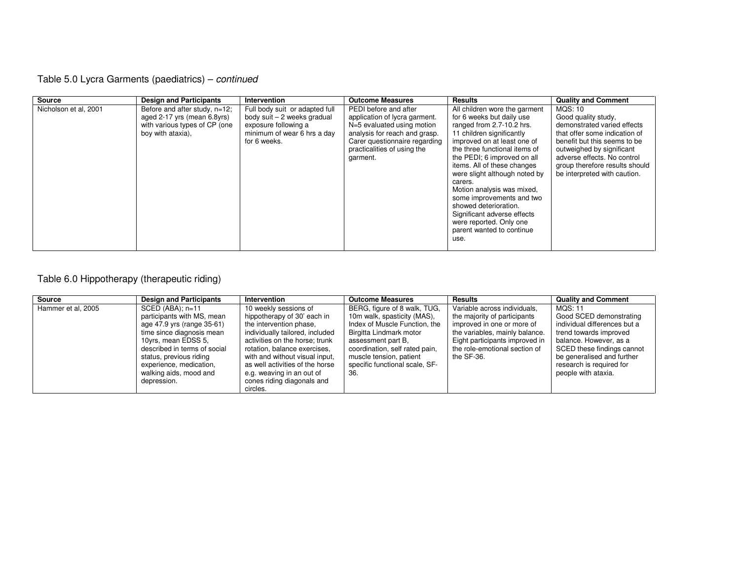## Table 5.0 Lycra Garments (paediatrics) – *continued*

| Source | Design and Participants | Intervention | Outcome Measures | Results | Quality and Comment |
|---|---|---|---|---|---|
| Nicholson et al, 2001 | Before and after study, n=12; aged 2-17 yrs (mean 6.8yrs) with various types of CP (one boy with ataxia), | Full body suit or adapted full body suit – 2 weeks gradual exposure following a minimum of wear 6 hrs a day for 6 weeks. | PEDI before and after application of lycra garment. N=5 evaluated using motion analysis for reach and grasp. Carer questionnaire regarding practicalities of using the garment. | All children wore the garment for 6 weeks but daily use ranged from 2.7-10.2 hrs. 11 children significantly improved on at least one of the three functional items of the PEDI; 6 improved on all items. All of these changes were slight although noted by carers. Motion analysis was mixed, some improvements and two showed deterioration. Significant adverse effects were reported. Only one parent wanted to continue use. | MQS: 10 Good quality study, demonstrated varied effects that offer some indication of benefit but this seems to be outweighed by significant adverse effects. No control group therefore results should be interpreted with caution. |

## Table 6.0 Hippotherapy (therapeutic riding)

| Source | Design and Participants | Intervention | Outcome Measures | Results | Quality and Comment |
|---|---|---|---|---|---|
| Hammer et al, 2005 | SCED (ABA); n=11 participants with MS, mean age 47.9 yrs (range 35-61) time since diagnosis mean 10yrs, mean EDSS 5, described in terms of social status, previous riding experience, medication, walking aids, mood and depression. | 10 weekly sessions of hippotherapy of 30' each in the intervention phase, individually tailored, included activities on the horse; trunk rotation, balance exercises, with and without visual input, as well activities of the horse e.g. weaving in an out of cones riding diagonals and circles. | BERG, figure of 8 walk, TUG, 10m walk, spasticity (MAS), Index of Muscle Function, the Birgitta Lindmark motor assessment part B, coordination, self rated pain, muscle tension, patient specific functional scale, SF-36. | Variable across individuals, the majority of participants improved in one or more of the variables, mainly balance. Eight participants improved in the role-emotional section of the SF-36. | MQS: 11 Good SCED demonstrating individual differences but a trend towards improved balance. However, as a SCED these findings cannot be generalised and further research is required for people with ataxia. |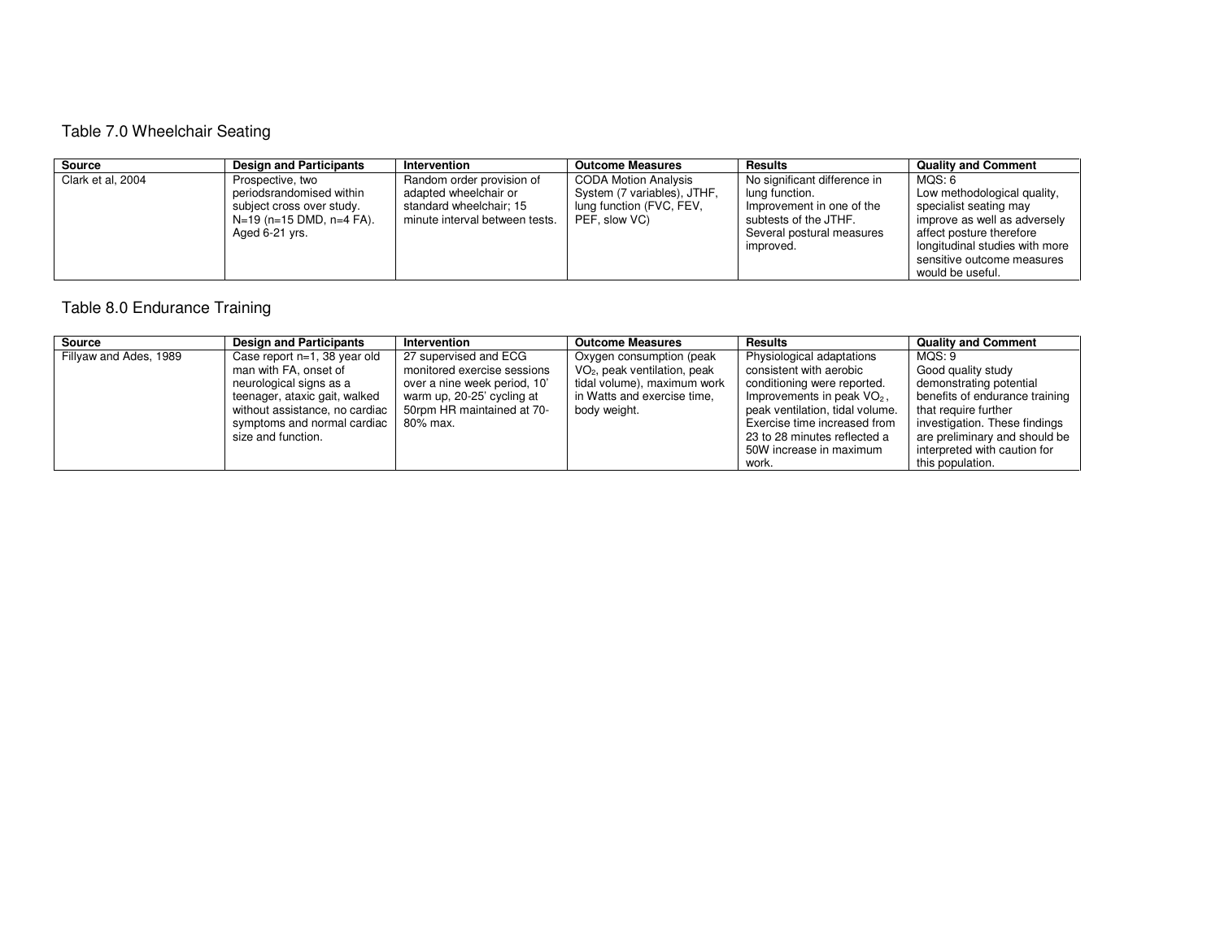Table 7.0 Wheelchair Seating

| Source | Design and Participants | Intervention | Outcome Measures | Results | Quality and Comment |
|---|---|---|---|---|---|
| Clark et al, 2004 | Prospective, two periodsrandomised within subject cross over study. N=19 (n=15 DMD, n=4 FA). Aged 6-21 yrs. | Random order provision of adapted wheelchair or standard wheelchair; 15 minute interval between tests. | CODA Motion Analysis System (7 variables), JTHF, lung function (FVC, FEV, PEF, slow VC) | No significant difference in lung function. Improvement in one of the subtests of the JTHF. Several postural measures improved. | MQS: 6 Low methodological quality, specialist seating may improve as well as adversely affect posture therefore longitudinal studies with more sensitive outcome measures would be useful. |

Table 8.0 Endurance Training

| Source | Design and Participants | Intervention | Outcome Measures | Results | Quality and Comment |
|---|---|---|---|---|---|
| Fillyaw and Ades, 1989 | Case report n=1, 38 year old man with FA, onset of neurological signs as a teenager, ataxic gait, walked without assistance, no cardiac symptoms and normal cardiac size and function. | 27 supervised and ECG monitored exercise sessions over a nine week period, 10' warm up, 20-25' cycling at 50rpm HR maintained at 70-80% max. | Oxygen consumption (peak $VO_2$, peak ventilation, peak tidal volume), maximum work in Watts and exercise time, body weight. | Physiological adaptations consistent with aerobic conditioning were reported. Improvements in peak $VO_2$, peak ventilation, tidal volume. Exercise time increased from 23 to 28 minutes reflected a 50W increase in maximum work. | MQS: 9 Good quality study demonstrating potential benefits of endurance training that require further investigation. These findings are preliminary and should be interpreted with caution for this population. |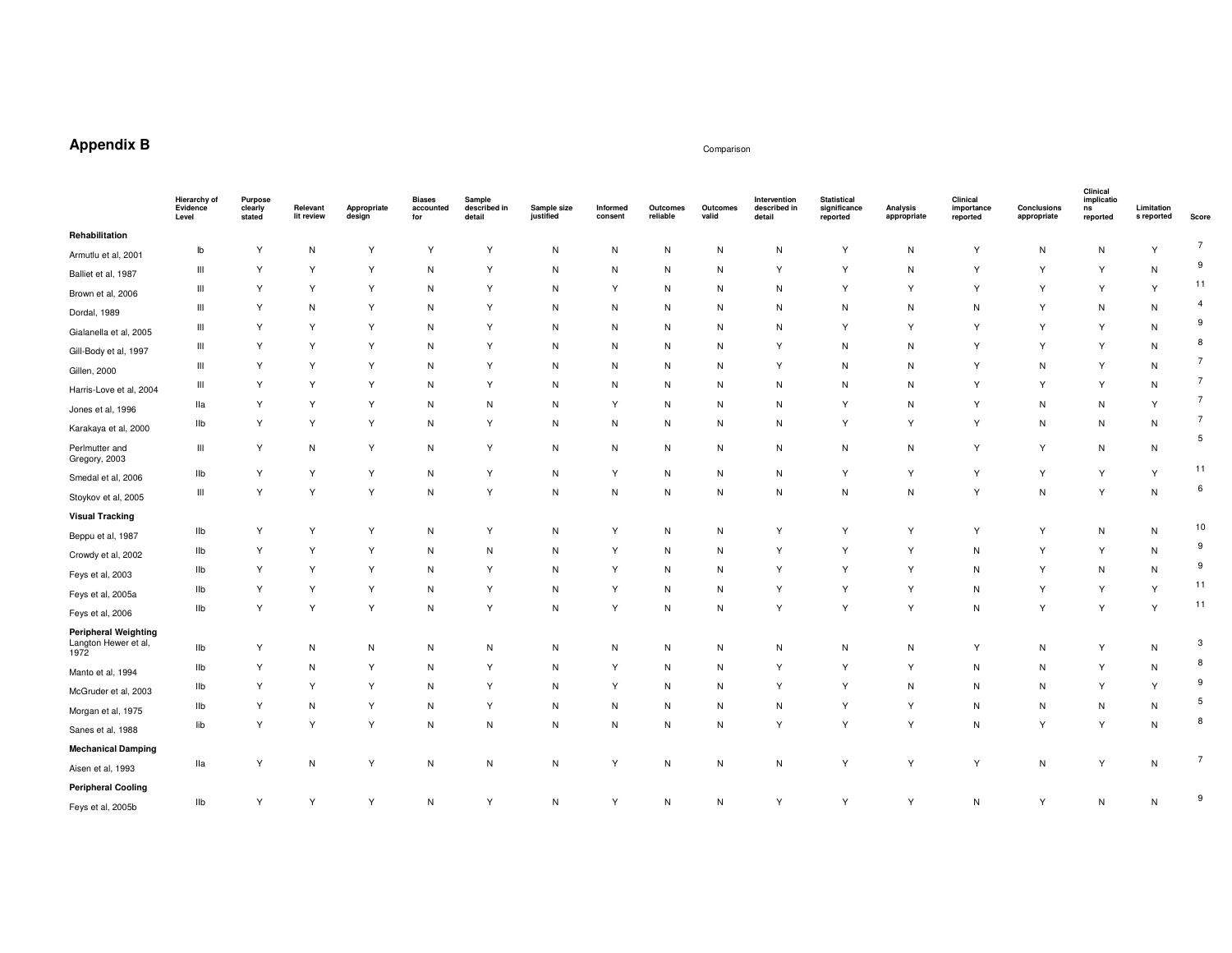## Appendix B

Comparison

| | Hierarchy of Evidence Level | Purpose clearly stated | Relevant lit review | Appropriate design | Biases accounted for | Sample described in detail | Sample size justified | Informed consent | Outcomes reliable | Outcomes valid | Intervention described in detail | Statistical significance reported | Analysis appropriate | Clinical importance reported | Conclusions appropriate | Clinical implications reported | Limitations reported | Score |
|---|---|---|---|---|---|---|---|---|---|---|---|---|---|---|---|---|---|---|
| **Rehabilitation** | | | | | | | | | | | | | | | | | | |
| Armutlu et al, 2001 | Ib | Y | N | Y | Y | Y | N | N | N | N | N | Y | N | Y | N | N | Y | 7 |
| Balliet et al, 1987 | III | Y | Y | Y | N | Y | N | N | N | N | Y | Y | N | Y | Y | Y | N | 9 |
| Brown et al, 2006 | III | Y | Y | Y | N | Y | N | Y | N | N | N | Y | Y | Y | Y | Y | Y | 11 |
| Dordal, 1989 | III | Y | N | Y | N | Y | N | N | N | N | N | N | N | N | Y | N | N | 4 |
| Gialanella et al, 2005 | III | Y | Y | Y | N | Y | N | N | N | N | N | Y | Y | Y | Y | Y | N | 9 |
| Gill-Body et al, 1997 | III | Y | Y | Y | N | Y | N | N | N | N | Y | N | N | Y | Y | Y | N | 8 |
| Gillen, 2000 | III | Y | Y | Y | N | Y | N | N | N | N | Y | N | N | Y | N | Y | N | 7 |
| Harris-Love et al, 2004 | III | Y | Y | Y | N | Y | N | N | N | N | N | N | N | Y | Y | Y | N | 7 |
| Jones et al, 1996 | IIa | Y | Y | Y | N | N | N | Y | N | N | N | Y | N | Y | N | N | Y | 7 |
| Karakaya et al, 2000 | IIb | Y | Y | Y | N | Y | N | N | N | N | N | Y | Y | Y | N | N | N | 7 |
| Perlmutter and Gregory, 2003 | III | Y | N | Y | N | Y | N | N | N | N | N | N | N | Y | Y | N | N | 5 |
| Smedal et al, 2006 | IIb | Y | Y | Y | N | Y | N | Y | N | N | N | Y | Y | Y | Y | Y | Y | 11 |
| Stoykov et al, 2005 | III | Y | Y | Y | N | Y | N | N | N | N | N | N | N | Y | N | Y | N | 6 |
| **Visual Tracking** | | | | | | | | | | | | | | | | | | |
| Beppu et al, 1987 | IIb | Y | Y | Y | N | Y | N | Y | N | N | Y | Y | Y | Y | Y | N | N | 10 |
| Crowdy et al, 2002 | IIb | Y | Y | Y | N | N | N | Y | N | N | Y | Y | Y | N | Y | Y | N | 9 |
| Feys et al, 2003 | IIb | Y | Y | Y | N | Y | N | Y | N | N | Y | Y | Y | N | Y | N | N | 9 |
| Feys et al, 2005a | IIb | Y | Y | Y | N | Y | N | Y | N | N | Y | Y | Y | N | Y | Y | Y | 11 |
| Feys et al, 2006 | IIb | Y | Y | Y | N | Y | N | Y | N | N | Y | Y | Y | N | Y | Y | Y | 11 |
| **Peripheral Weighting** | | | | | | | | | | | | | | | | | | |
| Langton Hewer et al, 1972 | IIb | Y | N | N | N | N | N | N | N | N | N | N | N | Y | N | Y | N | 3 |
| Manto et al, 1994 | IIb | Y | N | Y | N | Y | N | Y | N | N | Y | Y | Y | N | N | Y | N | 8 |
| McGruder et al, 2003 | IIb | Y | Y | Y | N | Y | N | Y | N | N | Y | Y | N | N | N | Y | Y | 9 |
| Morgan et al, 1975 | IIb | Y | N | Y | N | Y | N | N | N | N | N | Y | Y | N | N | N | N | 5 |
| Sanes et al, 1988 | Iib | Y | Y | Y | N | N | N | N | N | N | Y | Y | Y | N | Y | Y | N | 8 |
| **Mechanical Damping** | | | | | | | | | | | | | | | | | | |
| Aisen et al, 1993 | IIa | Y | N | Y | N | N | N | Y | N | N | N | Y | Y | Y | N | Y | N | 7 |
| **Peripheral Cooling** | | | | | | | | | | | | | | | | | | |
| Feys et al, 2005b | IIb | Y | Y | Y | N | Y | N | Y | N | N | Y | Y | Y | N | Y | N | N | 9 |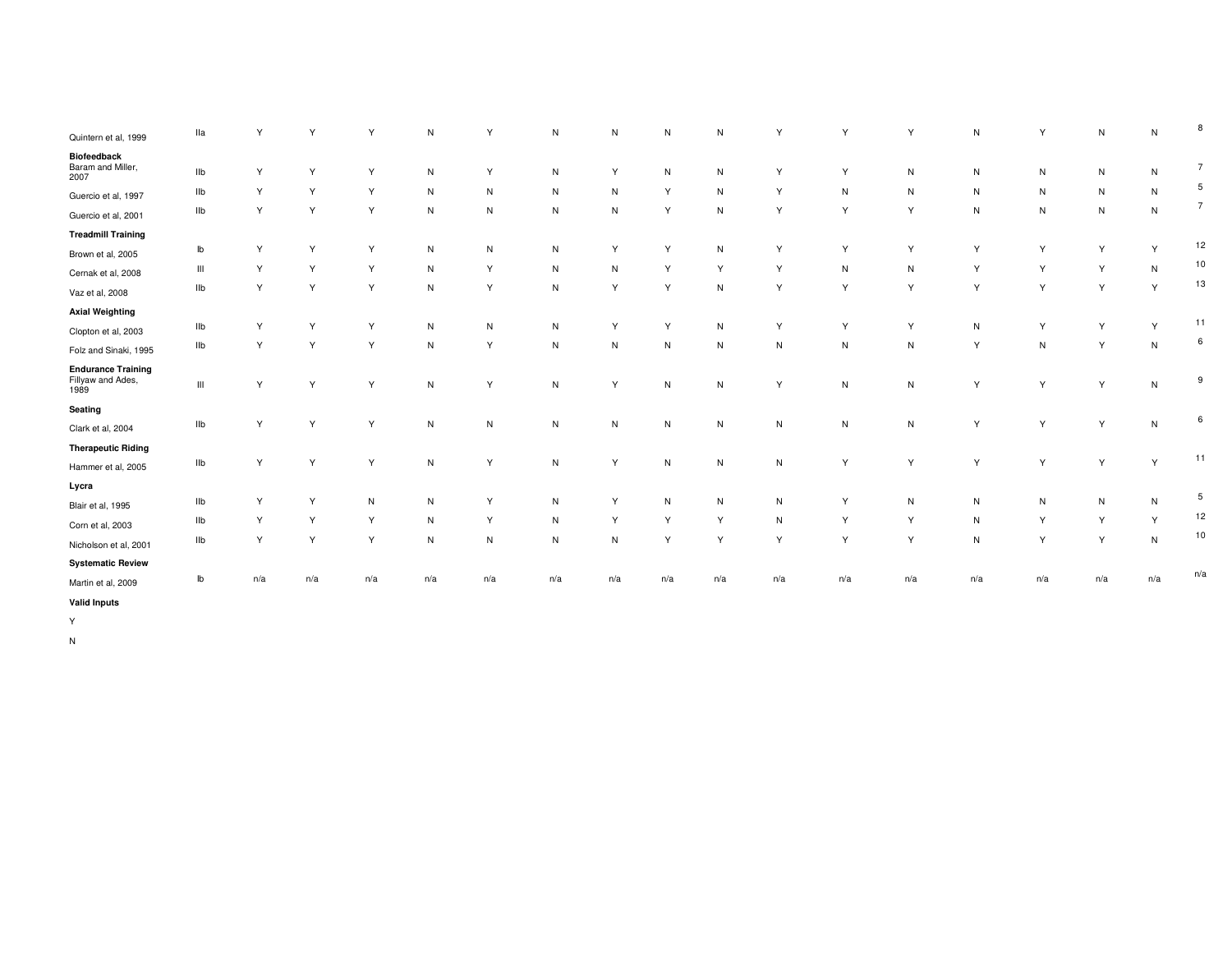| | | | | | | | | | | | | | | | | | | |
|---|---|---|---|---|---|---|---|---|---|---|---|---|---|---|---|---|---|---|
| Quintern et al, 1999 | IIa | Y | Y | Y | N | Y | N | N | N | N | Y | Y | Y | N | Y | N | N | 8 |
| **Biofeedback** | | | | | | | | | | | | | | | | | | |
| Baram and Miller, 2007 | IIb | Y | Y | Y | N | Y | N | Y | N | N | Y | Y | N | N | N | N | N | 7 |
| Guercio et al, 1997 | IIb | Y | Y | Y | N | N | N | N | Y | N | Y | N | N | N | N | N | N | 5 |
| Guercio et al, 2001 | IIb | Y | Y | Y | N | N | N | N | Y | N | Y | Y | Y | N | N | N | N | 7 |
| **Treadmill Training** | | | | | | | | | | | | | | | | | | |
| Brown et al, 2005 | Ib | Y | Y | Y | N | N | N | Y | Y | N | Y | Y | Y | Y | Y | Y | Y | 12 |
| Cernak et al, 2008 | III | Y | Y | Y | N | Y | N | N | Y | Y | Y | N | N | Y | Y | Y | N | 10 |
| Vaz et al, 2008 | IIb | Y | Y | Y | N | Y | N | Y | Y | N | Y | Y | Y | Y | Y | Y | Y | 13 |
| **Axial Weighting** | | | | | | | | | | | | | | | | | | |
| Clopton et al, 2003 | IIb | Y | Y | Y | N | N | N | Y | Y | N | Y | Y | Y | N | Y | Y | Y | 11 |
| Folz and Sinaki, 1995 | IIb | Y | Y | Y | N | Y | N | N | N | N | N | N | N | Y | N | Y | N | 6 |
| **Endurance Training** | | | | | | | | | | | | | | | | | | |
| Fillyaw and Ades, 1989 | III | Y | Y | Y | N | Y | N | Y | N | N | Y | N | N | Y | Y | Y | N | 9 |
| **Seating** | | | | | | | | | | | | | | | | | | |
| Clark et al, 2004 | IIb | Y | Y | Y | N | N | N | N | N | N | N | N | N | Y | Y | Y | N | 6 |
| **Therapeutic Riding** | | | | | | | | | | | | | | | | | | |
| Hammer et al, 2005 | IIb | Y | Y | Y | N | Y | N | Y | N | N | N | Y | Y | Y | Y | Y | Y | 11 |
| **Lycra** | | | | | | | | | | | | | | | | | | |
| Blair et al, 1995 | IIb | Y | Y | N | N | Y | N | Y | N | N | N | Y | N | N | N | N | N | 5 |
| Corn et al, 2003 | IIb | Y | Y | Y | N | Y | N | Y | Y | Y | N | Y | Y | N | Y | Y | Y | 12 |
| Nicholson et al, 2001 | IIb | Y | Y | Y | N | N | N | N | Y | Y | Y | Y | Y | N | Y | Y | N | 10 |
| **Systematic Review** | | | | | | | | | | | | | | | | | | |
| Martin et al, 2009 | Ib | n/a | n/a | n/a | n/a | n/a | n/a | n/a | n/a | n/a | n/a | n/a | n/a | n/a | n/a | n/a | n/a | n/a |

**Valid Inputs**

Y

N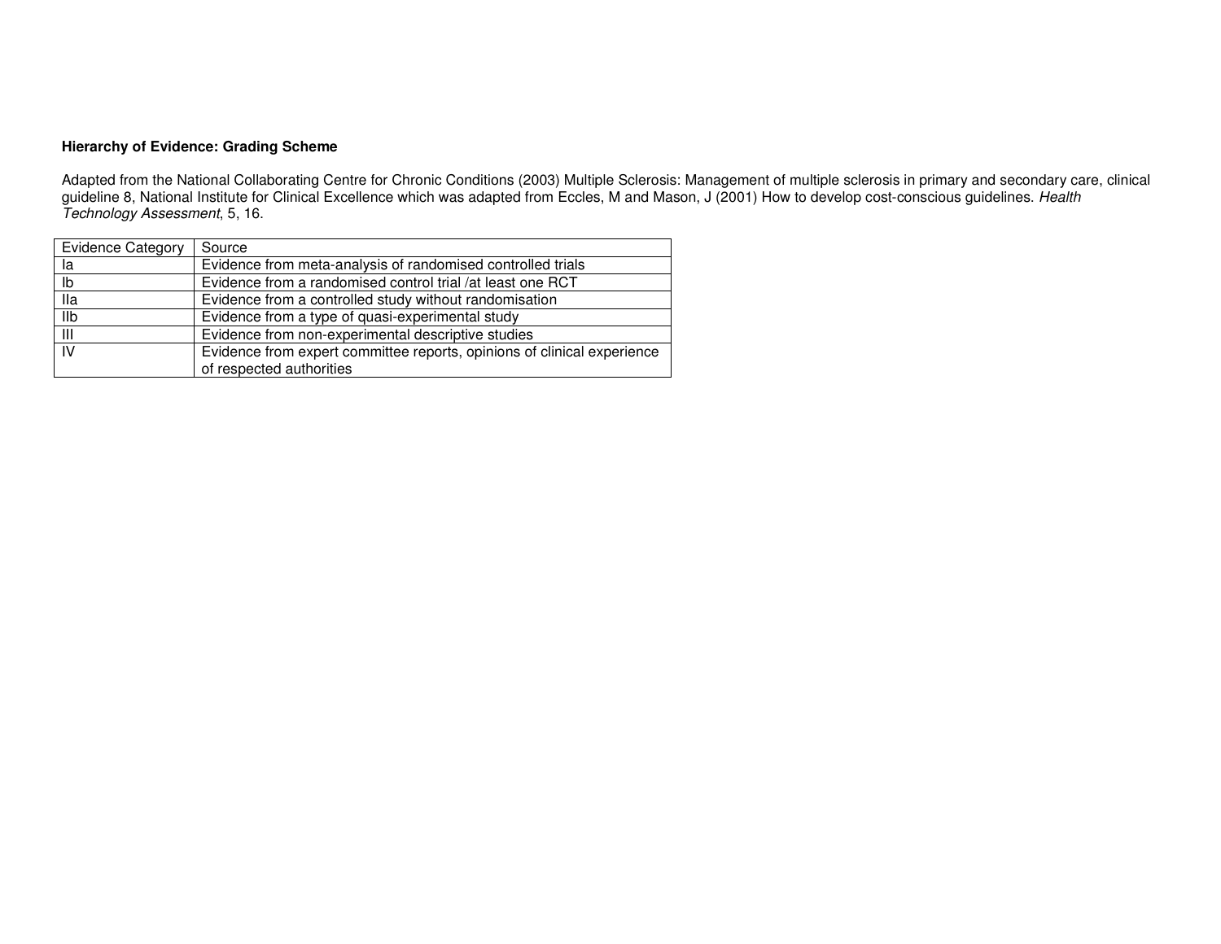**Hierarchy of Evidence: Grading Scheme**

Adapted from the National Collaborating Centre for Chronic Conditions (2003) Multiple Sclerosis: Management of multiple sclerosis in primary and secondary care, clinical guideline 8, National Institute for Clinical Excellence which was adapted from Eccles, M and Mason, J (2001) How to develop cost-conscious guidelines. *Health Technology Assessment*, 5, 16.

| Evidence Category | Source |
|---|---|
| Ia | Evidence from meta-analysis of randomised controlled trials |
| Ib | Evidence from a randomised control trial /at least one RCT |
| IIa | Evidence from a controlled study without randomisation |
| IIb | Evidence from a type of quasi-experimental study |
| III | Evidence from non-experimental descriptive studies |
| IV | Evidence from expert committee reports, opinions of clinical experience of respected authorities |